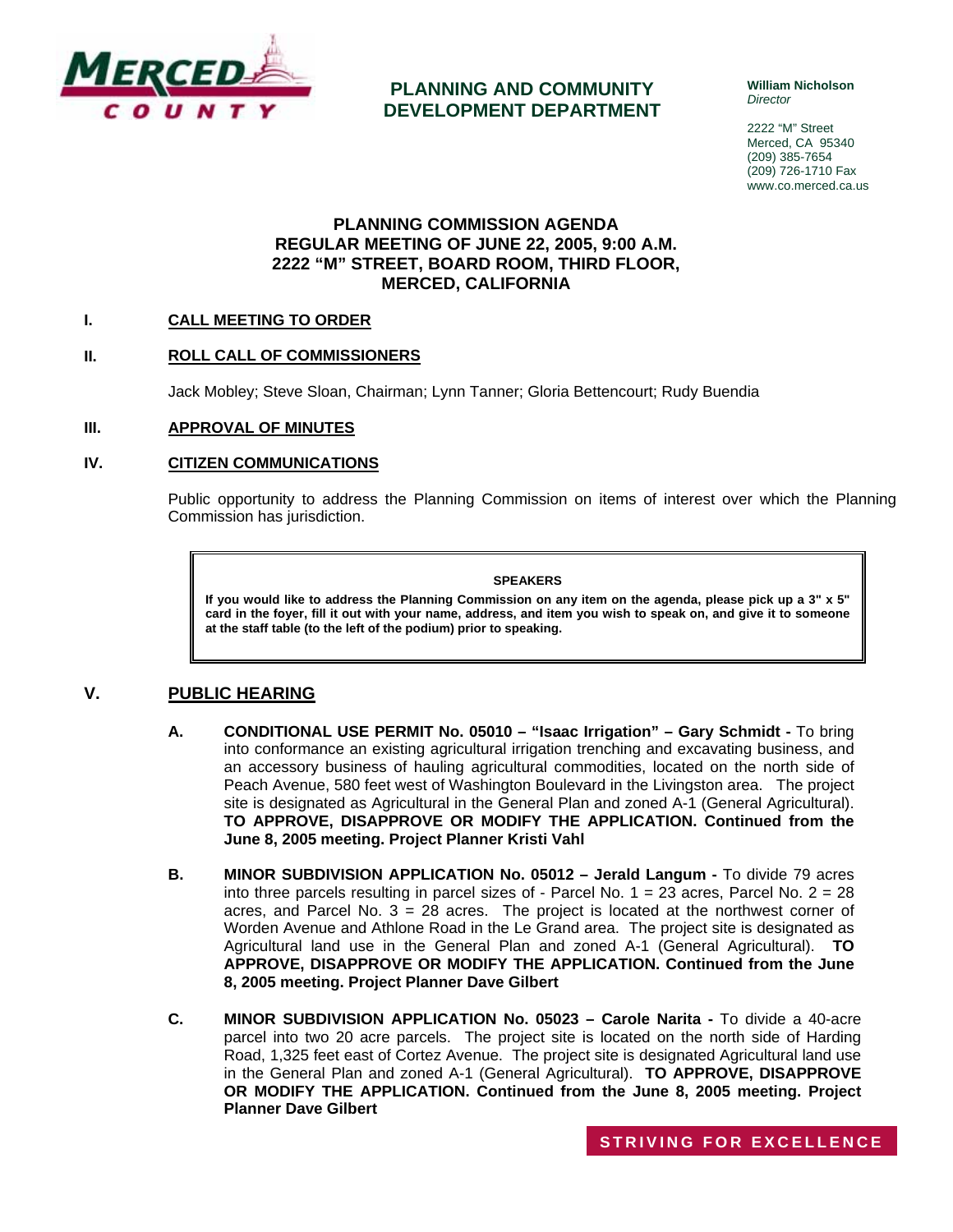**PLANNING AND COMMUNITY DEVELOPMENT DEPARTMENT**

**William Nicholson**
*Director*

2222 "M" Street
Merced, CA 95340
(209) 385-7654
(209) 726-1710 Fax
www.co.merced.ca.us

# PLANNING COMMISSION AGENDA
## REGULAR MEETING OF JUNE 22, 2005, 9:00 A.M.
## 2222 "M" STREET, BOARD ROOM, THIRD FLOOR, MERCED, CALIFORNIA

**I. CALL MEETING TO ORDER**

**II. ROLL CALL OF COMMISSIONERS**

Jack Mobley; Steve Sloan, Chairman; Lynn Tanner; Gloria Bettencourt; Rudy Buendia

**III. APPROVAL OF MINUTES**

**IV. CITIZEN COMMUNICATIONS**

Public opportunity to address the Planning Commission on items of interest over which the Planning Commission has jurisdiction.

> **SPEAKERS**
>
> **If you would like to address the Planning Commission on any item on the agenda, please pick up a 3" x 5" card in the foyer, fill it out with your name, address, and item you wish to speak on, and give it to someone at the staff table (to the left of the podium) prior to speaking.**

## V. PUBLIC HEARING

**A. CONDITIONAL USE PERMIT No. 05010 – "Isaac Irrigation" – Gary Schmidt -** To bring into conformance an existing agricultural irrigation trenching and excavating business, and an accessory business of hauling agricultural commodities, located on the north side of Peach Avenue, 580 feet west of Washington Boulevard in the Livingston area. The project site is designated as Agricultural in the General Plan and zoned A-1 (General Agricultural). **TO APPROVE, DISAPPROVE OR MODIFY THE APPLICATION. Continued from the June 8, 2005 meeting. Project Planner Kristi Vahl**

**B. MINOR SUBDIVISION APPLICATION No. 05012 – Jerald Langum -** To divide 79 acres into three parcels resulting in parcel sizes of - Parcel No. 1 = 23 acres, Parcel No. 2 = 28 acres, and Parcel No. 3 = 28 acres. The project is located at the northwest corner of Worden Avenue and Athlone Road in the Le Grand area. The project site is designated as Agricultural land use in the General Plan and zoned A-1 (General Agricultural). **TO APPROVE, DISAPPROVE OR MODIFY THE APPLICATION. Continued from the June 8, 2005 meeting. Project Planner Dave Gilbert**

**C. MINOR SUBDIVISION APPLICATION No. 05023 – Carole Narita -** To divide a 40-acre parcel into two 20 acre parcels. The project site is located on the north side of Harding Road, 1,325 feet east of Cortez Avenue. The project site is designated Agricultural land use in the General Plan and zoned A-1 (General Agricultural). **TO APPROVE, DISAPPROVE OR MODIFY THE APPLICATION. Continued from the June 8, 2005 meeting. Project Planner Dave Gilbert**

STRIVING FOR EXCELLENCE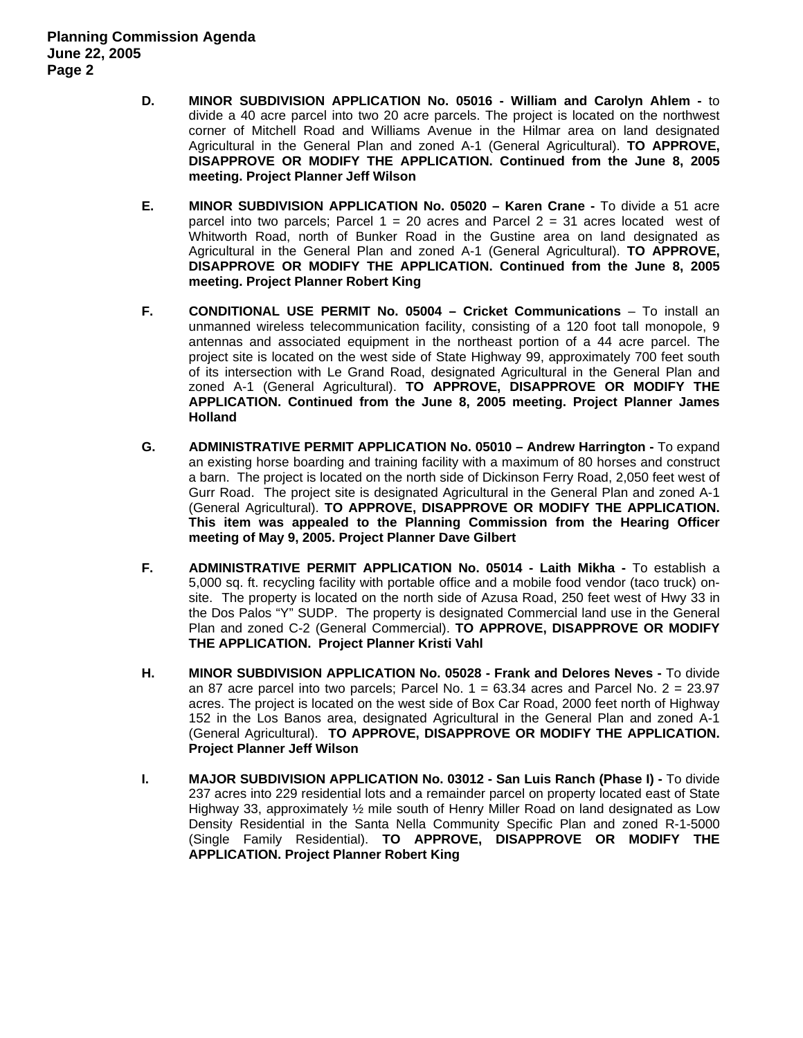**D.** **MINOR SUBDIVISION APPLICATION No. 05016 - William and Carolyn Ahlem -** to divide a 40 acre parcel into two 20 acre parcels. The project is located on the northwest corner of Mitchell Road and Williams Avenue in the Hilmar area on land designated Agricultural in the General Plan and zoned A-1 (General Agricultural). **TO APPROVE, DISAPPROVE OR MODIFY THE APPLICATION. Continued from the June 8, 2005 meeting. Project Planner Jeff Wilson**

**E.** **MINOR SUBDIVISION APPLICATION No. 05020 – Karen Crane -** To divide a 51 acre parcel into two parcels; Parcel 1 = 20 acres and Parcel 2 = 31 acres located west of Whitworth Road, north of Bunker Road in the Gustine area on land designated as Agricultural in the General Plan and zoned A-1 (General Agricultural). **TO APPROVE, DISAPPROVE OR MODIFY THE APPLICATION. Continued from the June 8, 2005 meeting. Project Planner Robert King**

**F.** **CONDITIONAL USE PERMIT No. 05004 – Cricket Communications** – To install an unmanned wireless telecommunication facility, consisting of a 120 foot tall monopole, 9 antennas and associated equipment in the northeast portion of a 44 acre parcel. The project site is located on the west side of State Highway 99, approximately 700 feet south of its intersection with Le Grand Road, designated Agricultural in the General Plan and zoned A-1 (General Agricultural). **TO APPROVE, DISAPPROVE OR MODIFY THE APPLICATION. Continued from the June 8, 2005 meeting. Project Planner James Holland**

**G.** **ADMINISTRATIVE PERMIT APPLICATION No. 05010 – Andrew Harrington -** To expand an existing horse boarding and training facility with a maximum of 80 horses and construct a barn. The project is located on the north side of Dickinson Ferry Road, 2,050 feet west of Gurr Road. The project site is designated Agricultural in the General Plan and zoned A-1 (General Agricultural). **TO APPROVE, DISAPPROVE OR MODIFY THE APPLICATION. This item was appealed to the Planning Commission from the Hearing Officer meeting of May 9, 2005. Project Planner Dave Gilbert**

**F.** **ADMINISTRATIVE PERMIT APPLICATION No. 05014 - Laith Mikha -** To establish a 5,000 sq. ft. recycling facility with portable office and a mobile food vendor (taco truck) on-site. The property is located on the north side of Azusa Road, 250 feet west of Hwy 33 in the Dos Palos "Y" SUDP. The property is designated Commercial land use in the General Plan and zoned C-2 (General Commercial). **TO APPROVE, DISAPPROVE OR MODIFY THE APPLICATION. Project Planner Kristi Vahl**

**H.** **MINOR SUBDIVISION APPLICATION No. 05028 - Frank and Delores Neves -** To divide an 87 acre parcel into two parcels; Parcel No. 1 = 63.34 acres and Parcel No. 2 = 23.97 acres. The project is located on the west side of Box Car Road, 2000 feet north of Highway 152 in the Los Banos area, designated Agricultural in the General Plan and zoned A-1 (General Agricultural). **TO APPROVE, DISAPPROVE OR MODIFY THE APPLICATION. Project Planner Jeff Wilson**

**I.** **MAJOR SUBDIVISION APPLICATION No. 03012 - San Luis Ranch (Phase I) -** To divide 237 acres into 229 residential lots and a remainder parcel on property located east of State Highway 33, approximately ½ mile south of Henry Miller Road on land designated as Low Density Residential in the Santa Nella Community Specific Plan and zoned R-1-5000 (Single Family Residential). **TO APPROVE, DISAPPROVE OR MODIFY THE APPLICATION. Project Planner Robert King**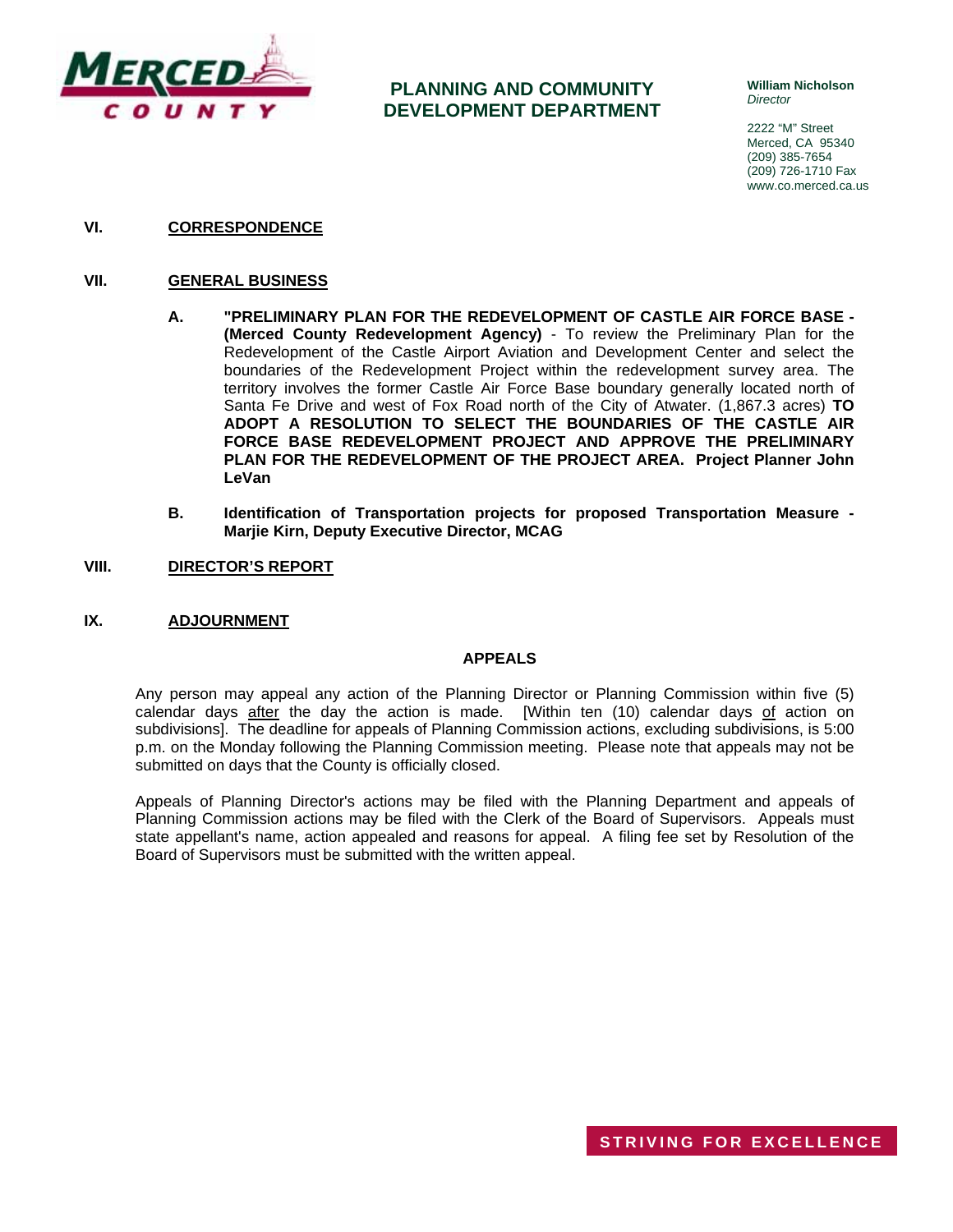**PLANNING AND COMMUNITY DEVELOPMENT DEPARTMENT**

**William Nicholson**
*Director*

2222 "M" Street
Merced, CA 95340
(209) 385-7654
(209) 726-1710 Fax
www.co.merced.ca.us

**VI. CORRESPONDENCE**

**VII. GENERAL BUSINESS**

**A. "PRELIMINARY PLAN FOR THE REDEVELOPMENT OF CASTLE AIR FORCE BASE - (Merced County Redevelopment Agency)** - To review the Preliminary Plan for the Redevelopment of the Castle Airport Aviation and Development Center and select the boundaries of the Redevelopment Project within the redevelopment survey area. The territory involves the former Castle Air Force Base boundary generally located north of Santa Fe Drive and west of Fox Road north of the City of Atwater. (1,867.3 acres) **TO ADOPT A RESOLUTION TO SELECT THE BOUNDARIES OF THE CASTLE AIR FORCE BASE REDEVELOPMENT PROJECT AND APPROVE THE PRELIMINARY PLAN FOR THE REDEVELOPMENT OF THE PROJECT AREA. Project Planner John LeVan**

**B. Identification of Transportation projects for proposed Transportation Measure - Marjie Kirn, Deputy Executive Director, MCAG**

**VIII. DIRECTOR'S REPORT**

**IX. ADJOURNMENT**

**APPEALS**

Any person may appeal any action of the Planning Director or Planning Commission within five (5) calendar days after the day the action is made. [Within ten (10) calendar days of action on subdivisions]. The deadline for appeals of Planning Commission actions, excluding subdivisions, is 5:00 p.m. on the Monday following the Planning Commission meeting. Please note that appeals may not be submitted on days that the County is officially closed.

Appeals of Planning Director's actions may be filed with the Planning Department and appeals of Planning Commission actions may be filed with the Clerk of the Board of Supervisors. Appeals must state appellant's name, action appealed and reasons for appeal. A filing fee set by Resolution of the Board of Supervisors must be submitted with the written appeal.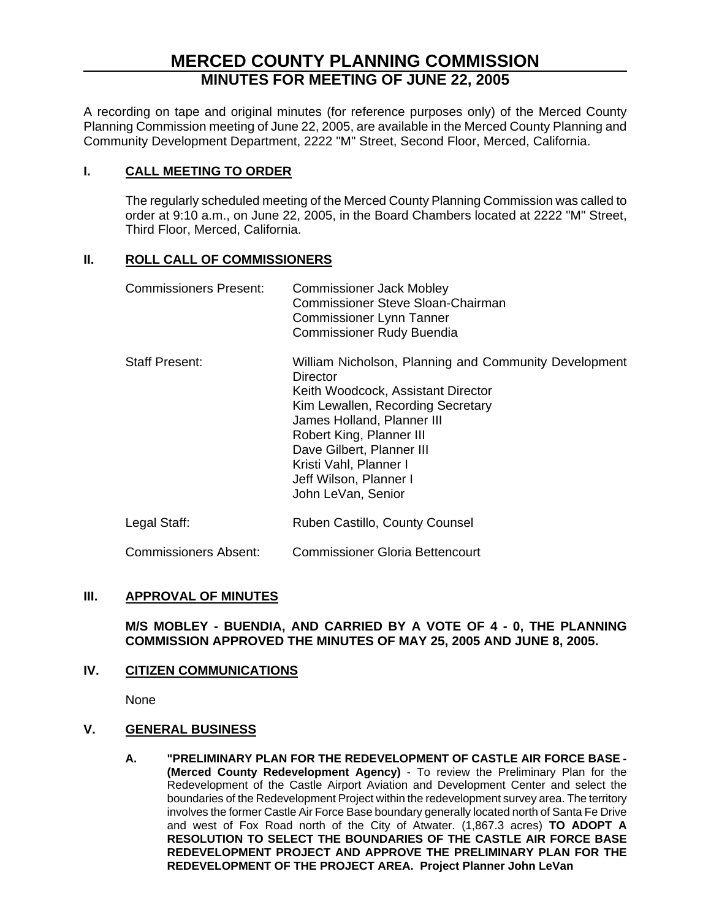# MERCED COUNTY PLANNING COMMISSION

## MINUTES FOR MEETING OF JUNE 22, 2005

A recording on tape and original minutes (for reference purposes only) of the Merced County Planning Commission meeting of June 22, 2005, are available in the Merced County Planning and Community Development Department, 2222 "M" Street, Second Floor, Merced, California.

## I. CALL MEETING TO ORDER

The regularly scheduled meeting of the Merced County Planning Commission was called to order at 9:10 a.m., on June 22, 2005, in the Board Chambers located at 2222 "M" Street, Third Floor, Merced, California.

## II. ROLL CALL OF COMMISSIONERS

Commissioners Present:
- Commissioner Jack Mobley
- Commissioner Steve Sloan-Chairman
- Commissioner Lynn Tanner
- Commissioner Rudy Buendia

Staff Present:
- William Nicholson, Planning and Community Development Director
- Keith Woodcock, Assistant Director
- Kim Lewallen, Recording Secretary
- James Holland, Planner III
- Robert King, Planner III
- Dave Gilbert, Planner III
- Kristi Vahl, Planner I
- Jeff Wilson, Planner I
- John LeVan, Senior

Legal Staff: Ruben Castillo, County Counsel

Commissioners Absent: Commissioner Gloria Bettencourt

## III. APPROVAL OF MINUTES

**M/S MOBLEY - BUENDIA, AND CARRIED BY A VOTE OF 4 - 0, THE PLANNING COMMISSION APPROVED THE MINUTES OF MAY 25, 2005 AND JUNE 8, 2005.**

## IV. CITIZEN COMMUNICATIONS

None

## V. GENERAL BUSINESS

**A. "PRELIMINARY PLAN FOR THE REDEVELOPMENT OF CASTLE AIR FORCE BASE - (Merced County Redevelopment Agency)** - To review the Preliminary Plan for the Redevelopment of the Castle Airport Aviation and Development Center and select the boundaries of the Redevelopment Project within the redevelopment survey area. The territory involves the former Castle Air Force Base boundary generally located north of Santa Fe Drive and west of Fox Road north of the City of Atwater. (1,867.3 acres) **TO ADOPT A RESOLUTION TO SELECT THE BOUNDARIES OF THE CASTLE AIR FORCE BASE REDEVELOPMENT PROJECT AND APPROVE THE PRELIMINARY PLAN FOR THE REDEVELOPMENT OF THE PROJECT AREA. Project Planner John LeVan**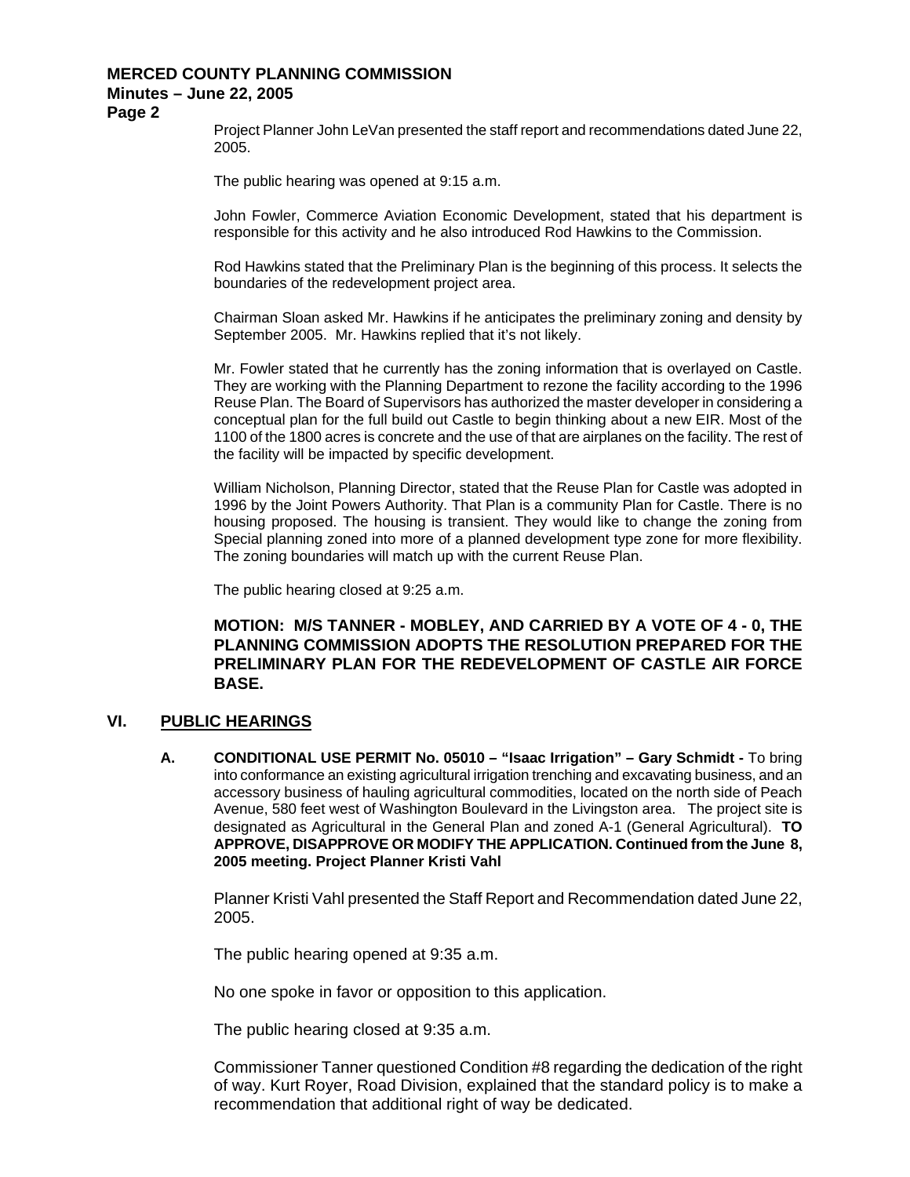Project Planner John LeVan presented the staff report and recommendations dated June 22, 2005.

The public hearing was opened at 9:15 a.m.

John Fowler, Commerce Aviation Economic Development, stated that his department is responsible for this activity and he also introduced Rod Hawkins to the Commission.

Rod Hawkins stated that the Preliminary Plan is the beginning of this process. It selects the boundaries of the redevelopment project area.

Chairman Sloan asked Mr. Hawkins if he anticipates the preliminary zoning and density by September 2005. Mr. Hawkins replied that it's not likely.

Mr. Fowler stated that he currently has the zoning information that is overlayed on Castle. They are working with the Planning Department to rezone the facility according to the 1996 Reuse Plan. The Board of Supervisors has authorized the master developer in considering a conceptual plan for the full build out Castle to begin thinking about a new EIR. Most of the 1100 of the 1800 acres is concrete and the use of that are airplanes on the facility. The rest of the facility will be impacted by specific development.

William Nicholson, Planning Director, stated that the Reuse Plan for Castle was adopted in 1996 by the Joint Powers Authority. That Plan is a community Plan for Castle. There is no housing proposed. The housing is transient. They would like to change the zoning from Special planning zoned into more of a planned development type zone for more flexibility. The zoning boundaries will match up with the current Reuse Plan.

The public hearing closed at 9:25 a.m.

**MOTION: M/S TANNER - MOBLEY, AND CARRIED BY A VOTE OF 4 - 0, THE PLANNING COMMISSION ADOPTS THE RESOLUTION PREPARED FOR THE PRELIMINARY PLAN FOR THE REDEVELOPMENT OF CASTLE AIR FORCE BASE.**

## VI. PUBLIC HEARINGS

**A. CONDITIONAL USE PERMIT No. 05010 – "Isaac Irrigation" – Gary Schmidt -** To bring into conformance an existing agricultural irrigation trenching and excavating business, and an accessory business of hauling agricultural commodities, located on the north side of Peach Avenue, 580 feet west of Washington Boulevard in the Livingston area. The project site is designated as Agricultural in the General Plan and zoned A-1 (General Agricultural). **TO APPROVE, DISAPPROVE OR MODIFY THE APPLICATION. Continued from the June 8, 2005 meeting. Project Planner Kristi Vahl**

Planner Kristi Vahl presented the Staff Report and Recommendation dated June 22, 2005.

The public hearing opened at 9:35 a.m.

No one spoke in favor or opposition to this application.

The public hearing closed at 9:35 a.m.

Commissioner Tanner questioned Condition #8 regarding the dedication of the right of way. Kurt Royer, Road Division, explained that the standard policy is to make a recommendation that additional right of way be dedicated.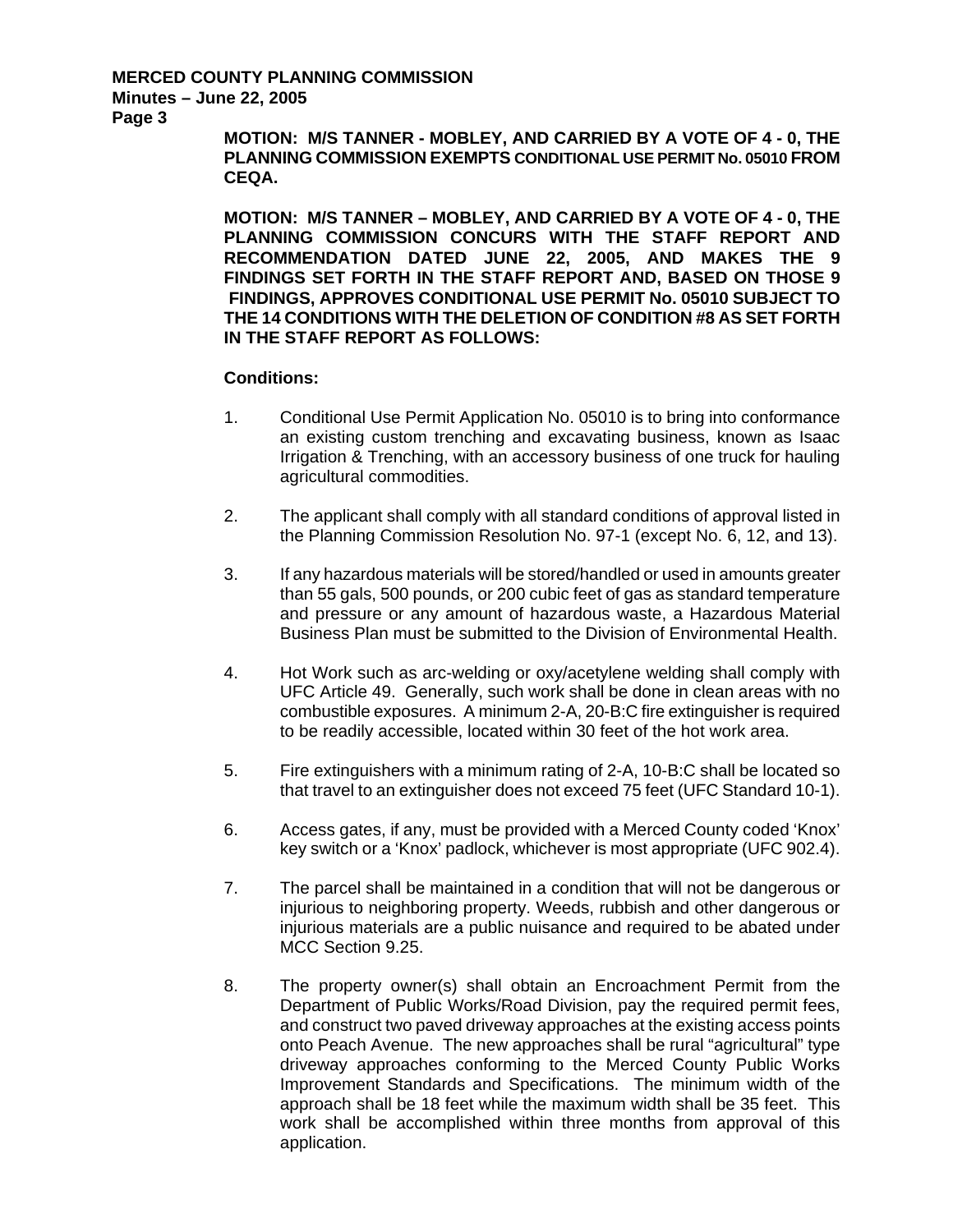**MOTION: M/S TANNER - MOBLEY, AND CARRIED BY A VOTE OF 4 - 0, THE PLANNING COMMISSION EXEMPTS CONDITIONAL USE PERMIT No. 05010 FROM CEQA.**

**MOTION: M/S TANNER – MOBLEY, AND CARRIED BY A VOTE OF 4 - 0, THE PLANNING COMMISSION CONCURS WITH THE STAFF REPORT AND RECOMMENDATION DATED JUNE 22, 2005, AND MAKES THE 9 FINDINGS SET FORTH IN THE STAFF REPORT AND, BASED ON THOSE 9 FINDINGS, APPROVES CONDITIONAL USE PERMIT No. 05010 SUBJECT TO THE 14 CONDITIONS WITH THE DELETION OF CONDITION #8 AS SET FORTH IN THE STAFF REPORT AS FOLLOWS:**

**Conditions:**

1. Conditional Use Permit Application No. 05010 is to bring into conformance an existing custom trenching and excavating business, known as Isaac Irrigation & Trenching, with an accessory business of one truck for hauling agricultural commodities.

2. The applicant shall comply with all standard conditions of approval listed in the Planning Commission Resolution No. 97-1 (except No. 6, 12, and 13).

3. If any hazardous materials will be stored/handled or used in amounts greater than 55 gals, 500 pounds, or 200 cubic feet of gas as standard temperature and pressure or any amount of hazardous waste, a Hazardous Material Business Plan must be submitted to the Division of Environmental Health.

4. Hot Work such as arc-welding or oxy/acetylene welding shall comply with UFC Article 49. Generally, such work shall be done in clean areas with no combustible exposures. A minimum 2-A, 20-B:C fire extinguisher is required to be readily accessible, located within 30 feet of the hot work area.

5. Fire extinguishers with a minimum rating of 2-A, 10-B:C shall be located so that travel to an extinguisher does not exceed 75 feet (UFC Standard 10-1).

6. Access gates, if any, must be provided with a Merced County coded 'Knox' key switch or a 'Knox' padlock, whichever is most appropriate (UFC 902.4).

7. The parcel shall be maintained in a condition that will not be dangerous or injurious to neighboring property. Weeds, rubbish and other dangerous or injurious materials are a public nuisance and required to be abated under MCC Section 9.25.

8. The property owner(s) shall obtain an Encroachment Permit from the Department of Public Works/Road Division, pay the required permit fees, and construct two paved driveway approaches at the existing access points onto Peach Avenue. The new approaches shall be rural "agricultural" type driveway approaches conforming to the Merced County Public Works Improvement Standards and Specifications. The minimum width of the approach shall be 18 feet while the maximum width shall be 35 feet. This work shall be accomplished within three months from approval of this application.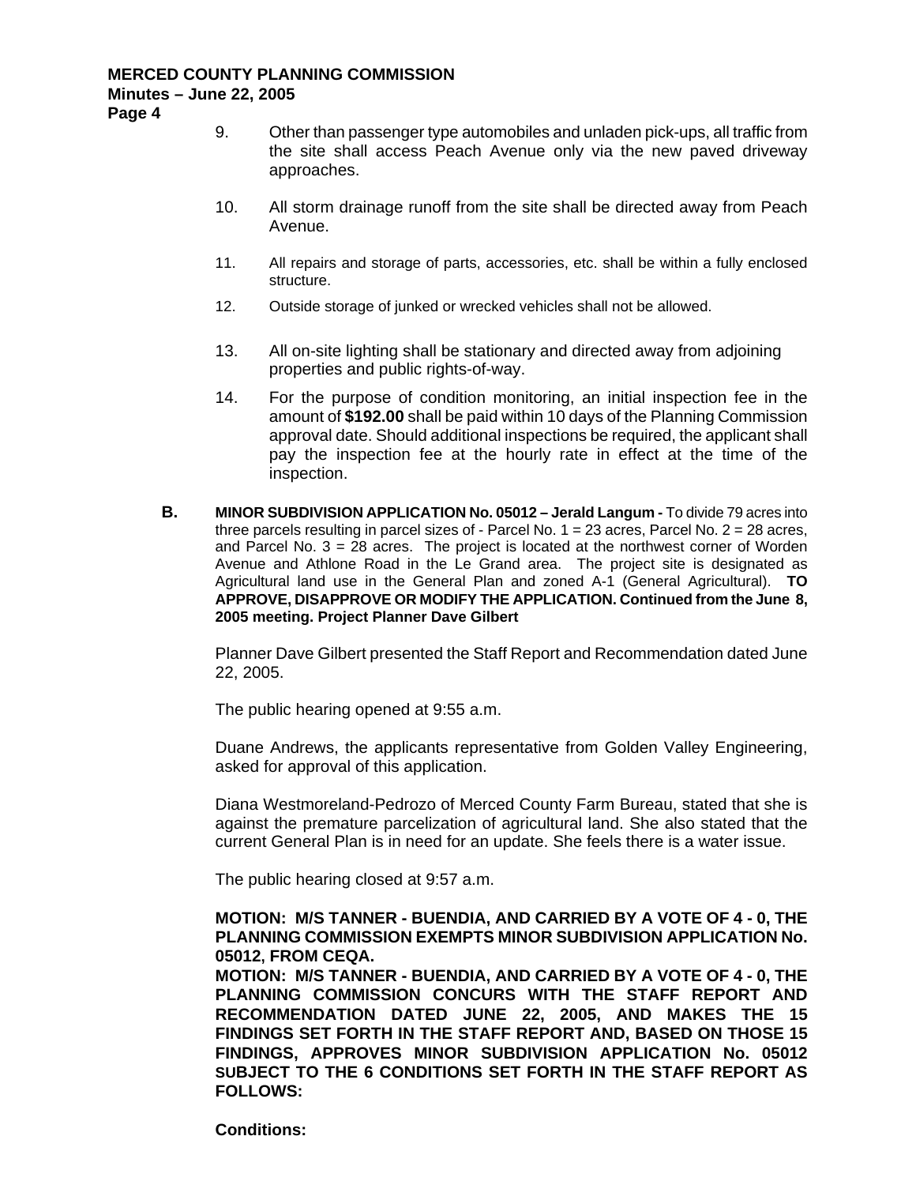9. Other than passenger type automobiles and unladen pick-ups, all traffic from the site shall access Peach Avenue only via the new paved driveway approaches.

10. All storm drainage runoff from the site shall be directed away from Peach Avenue.

11. All repairs and storage of parts, accessories, etc. shall be within a fully enclosed structure.

12. Outside storage of junked or wrecked vehicles shall not be allowed.

13. All on-site lighting shall be stationary and directed away from adjoining properties and public rights-of-way.

14. For the purpose of condition monitoring, an initial inspection fee in the amount of **$192.00** shall be paid within 10 days of the Planning Commission approval date. Should additional inspections be required, the applicant shall pay the inspection fee at the hourly rate in effect at the time of the inspection.

**B.** **MINOR SUBDIVISION APPLICATION No. 05012 – Jerald Langum -** To divide 79 acres into three parcels resulting in parcel sizes of - Parcel No. 1 = 23 acres, Parcel No. 2 = 28 acres, and Parcel No. 3 = 28 acres. The project is located at the northwest corner of Worden Avenue and Athlone Road in the Le Grand area. The project site is designated as Agricultural land use in the General Plan and zoned A-1 (General Agricultural). **TO APPROVE, DISAPPROVE OR MODIFY THE APPLICATION. Continued from the June 8, 2005 meeting. Project Planner Dave Gilbert**

Planner Dave Gilbert presented the Staff Report and Recommendation dated June 22, 2005.

The public hearing opened at 9:55 a.m.

Duane Andrews, the applicants representative from Golden Valley Engineering, asked for approval of this application.

Diana Westmoreland-Pedrozo of Merced County Farm Bureau, stated that she is against the premature parcelization of agricultural land. She also stated that the current General Plan is in need for an update. She feels there is a water issue.

The public hearing closed at 9:57 a.m.

**MOTION: M/S TANNER - BUENDIA, AND CARRIED BY A VOTE OF 4 - 0, THE PLANNING COMMISSION EXEMPTS MINOR SUBDIVISION APPLICATION No. 05012, FROM CEQA.**

**MOTION: M/S TANNER - BUENDIA, AND CARRIED BY A VOTE OF 4 - 0, THE PLANNING COMMISSION CONCURS WITH THE STAFF REPORT AND RECOMMENDATION DATED JUNE 22, 2005, AND MAKES THE 15 FINDINGS SET FORTH IN THE STAFF REPORT AND, BASED ON THOSE 15 FINDINGS, APPROVES MINOR SUBDIVISION APPLICATION No. 05012 SUBJECT TO THE 6 CONDITIONS SET FORTH IN THE STAFF REPORT AS FOLLOWS:**

**Conditions:**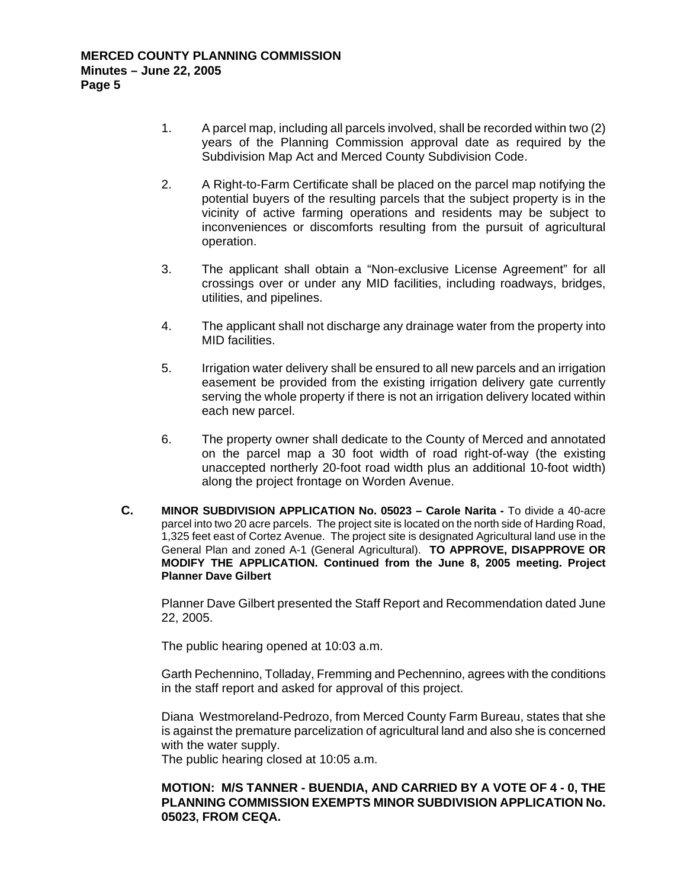1. A parcel map, including all parcels involved, shall be recorded within two (2) years of the Planning Commission approval date as required by the Subdivision Map Act and Merced County Subdivision Code.

2. A Right-to-Farm Certificate shall be placed on the parcel map notifying the potential buyers of the resulting parcels that the subject property is in the vicinity of active farming operations and residents may be subject to inconveniences or discomforts resulting from the pursuit of agricultural operation.

3. The applicant shall obtain a "Non-exclusive License Agreement" for all crossings over or under any MID facilities, including roadways, bridges, utilities, and pipelines.

4. The applicant shall not discharge any drainage water from the property into MID facilities.

5. Irrigation water delivery shall be ensured to all new parcels and an irrigation easement be provided from the existing irrigation delivery gate currently serving the whole property if there is not an irrigation delivery located within each new parcel.

6. The property owner shall dedicate to the County of Merced and annotated on the parcel map a 30 foot width of road right-of-way (the existing unaccepted northerly 20-foot road width plus an additional 10-foot width) along the project frontage on Worden Avenue.

**C.** **MINOR SUBDIVISION APPLICATION No. 05023 – Carole Narita -** To divide a 40-acre parcel into two 20 acre parcels. The project site is located on the north side of Harding Road, 1,325 feet east of Cortez Avenue. The project site is designated Agricultural land use in the General Plan and zoned A-1 (General Agricultural). **TO APPROVE, DISAPPROVE OR MODIFY THE APPLICATION. Continued from the June 8, 2005 meeting. Project Planner Dave Gilbert**

Planner Dave Gilbert presented the Staff Report and Recommendation dated June 22, 2005.

The public hearing opened at 10:03 a.m.

Garth Pechennino, Tolladay, Fremming and Pechennino, agrees with the conditions in the staff report and asked for approval of this project.

Diana Westmoreland-Pedrozo, from Merced County Farm Bureau, states that she is against the premature parcelization of agricultural land and also she is concerned with the water supply.
The public hearing closed at 10:05 a.m.

**MOTION: M/S TANNER - BUENDIA, AND CARRIED BY A VOTE OF 4 - 0, THE PLANNING COMMISSION EXEMPTS MINOR SUBDIVISION APPLICATION No. 05023, FROM CEQA.**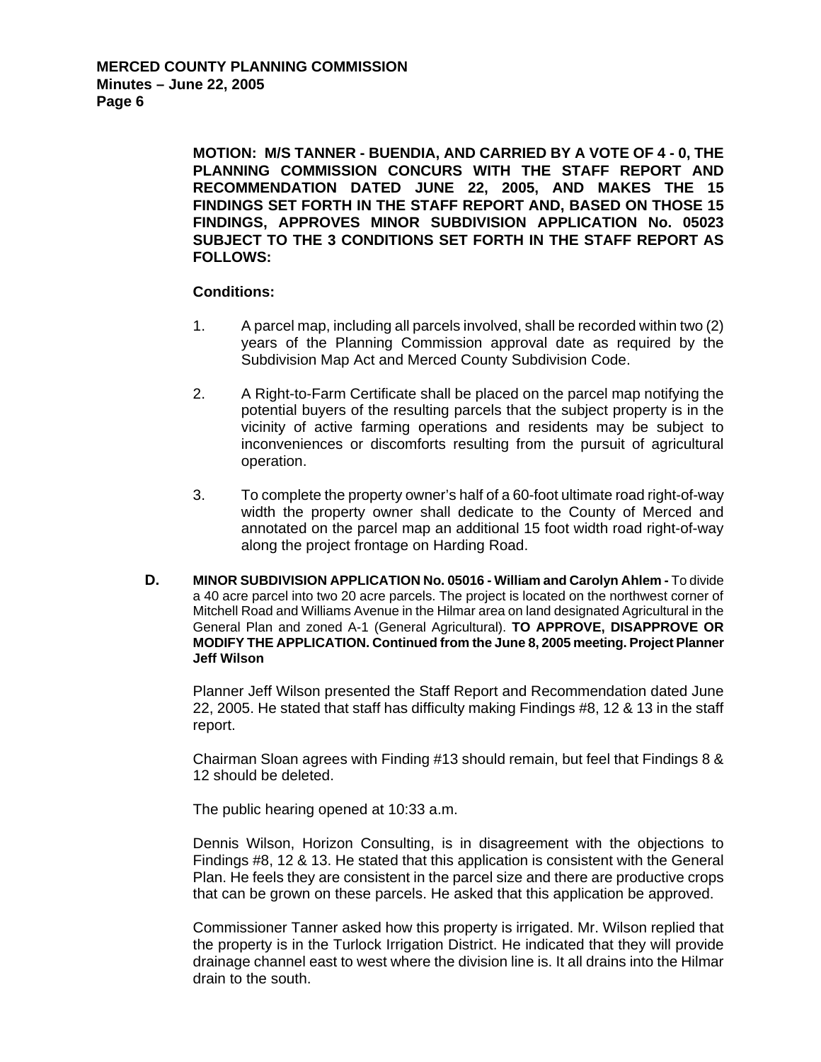**MOTION: M/S TANNER - BUENDIA, AND CARRIED BY A VOTE OF 4 - 0, THE PLANNING COMMISSION CONCURS WITH THE STAFF REPORT AND RECOMMENDATION DATED JUNE 22, 2005, AND MAKES THE 15 FINDINGS SET FORTH IN THE STAFF REPORT AND, BASED ON THOSE 15 FINDINGS, APPROVES MINOR SUBDIVISION APPLICATION No. 05023 SUBJECT TO THE 3 CONDITIONS SET FORTH IN THE STAFF REPORT AS FOLLOWS:**

**Conditions:**

1. A parcel map, including all parcels involved, shall be recorded within two (2) years of the Planning Commission approval date as required by the Subdivision Map Act and Merced County Subdivision Code.

2. A Right-to-Farm Certificate shall be placed on the parcel map notifying the potential buyers of the resulting parcels that the subject property is in the vicinity of active farming operations and residents may be subject to inconveniences or discomforts resulting from the pursuit of agricultural operation.

3. To complete the property owner's half of a 60-foot ultimate road right-of-way width the property owner shall dedicate to the County of Merced and annotated on the parcel map an additional 15 foot width road right-of-way along the project frontage on Harding Road.

**D. MINOR SUBDIVISION APPLICATION No. 05016 - William and Carolyn Ahlem -** To divide a 40 acre parcel into two 20 acre parcels. The project is located on the northwest corner of Mitchell Road and Williams Avenue in the Hilmar area on land designated Agricultural in the General Plan and zoned A-1 (General Agricultural). **TO APPROVE, DISAPPROVE OR MODIFY THE APPLICATION. Continued from the June 8, 2005 meeting. Project Planner Jeff Wilson**

Planner Jeff Wilson presented the Staff Report and Recommendation dated June 22, 2005. He stated that staff has difficulty making Findings #8, 12 & 13 in the staff report.

Chairman Sloan agrees with Finding #13 should remain, but feel that Findings 8 & 12 should be deleted.

The public hearing opened at 10:33 a.m.

Dennis Wilson, Horizon Consulting, is in disagreement with the objections to Findings #8, 12 & 13. He stated that this application is consistent with the General Plan. He feels they are consistent in the parcel size and there are productive crops that can be grown on these parcels. He asked that this application be approved.

Commissioner Tanner asked how this property is irrigated. Mr. Wilson replied that the property is in the Turlock Irrigation District. He indicated that they will provide drainage channel east to west where the division line is. It all drains into the Hilmar drain to the south.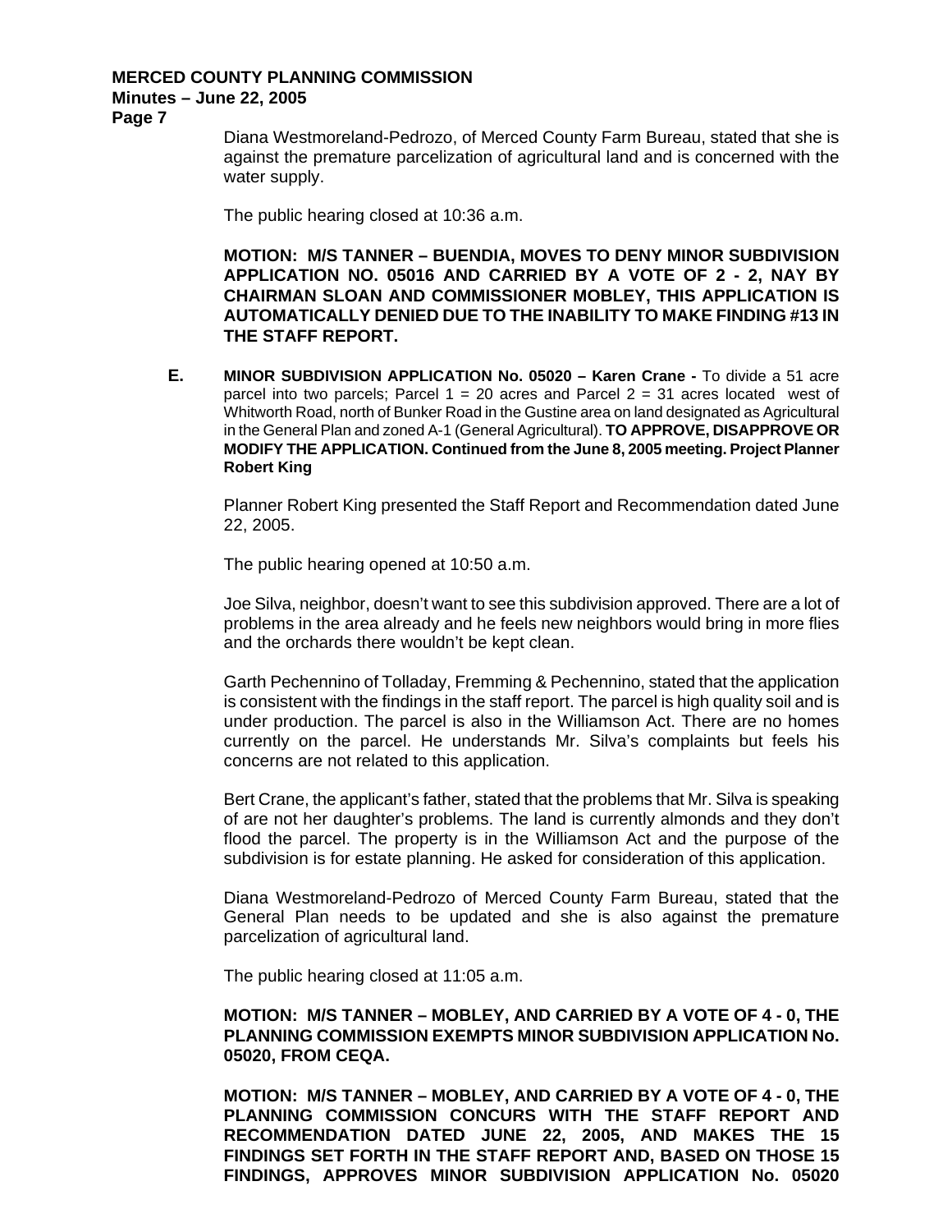Diana Westmoreland-Pedrozo, of Merced County Farm Bureau, stated that she is against the premature parcelization of agricultural land and is concerned with the water supply.

The public hearing closed at 10:36 a.m.

**MOTION: M/S TANNER – BUENDIA, MOVES TO DENY MINOR SUBDIVISION APPLICATION NO. 05016 AND CARRIED BY A VOTE OF 2 - 2, NAY BY CHAIRMAN SLOAN AND COMMISSIONER MOBLEY, THIS APPLICATION IS AUTOMATICALLY DENIED DUE TO THE INABILITY TO MAKE FINDING #13 IN THE STAFF REPORT.**

**E.** **MINOR SUBDIVISION APPLICATION No. 05020 – Karen Crane -** To divide a 51 acre parcel into two parcels; Parcel 1 = 20 acres and Parcel 2 = 31 acres located west of Whitworth Road, north of Bunker Road in the Gustine area on land designated as Agricultural in the General Plan and zoned A-1 (General Agricultural). **TO APPROVE, DISAPPROVE OR MODIFY THE APPLICATION. Continued from the June 8, 2005 meeting. Project Planner Robert King**

Planner Robert King presented the Staff Report and Recommendation dated June 22, 2005.

The public hearing opened at 10:50 a.m.

Joe Silva, neighbor, doesn't want to see this subdivision approved. There are a lot of problems in the area already and he feels new neighbors would bring in more flies and the orchards there wouldn't be kept clean.

Garth Pechennino of Tolladay, Fremming & Pechennino, stated that the application is consistent with the findings in the staff report. The parcel is high quality soil and is under production. The parcel is also in the Williamson Act. There are no homes currently on the parcel. He understands Mr. Silva's complaints but feels his concerns are not related to this application.

Bert Crane, the applicant's father, stated that the problems that Mr. Silva is speaking of are not her daughter's problems. The land is currently almonds and they don't flood the parcel. The property is in the Williamson Act and the purpose of the subdivision is for estate planning. He asked for consideration of this application.

Diana Westmoreland-Pedrozo of Merced County Farm Bureau, stated that the General Plan needs to be updated and she is also against the premature parcelization of agricultural land.

The public hearing closed at 11:05 a.m.

**MOTION: M/S TANNER – MOBLEY, AND CARRIED BY A VOTE OF 4 - 0, THE PLANNING COMMISSION EXEMPTS MINOR SUBDIVISION APPLICATION No. 05020, FROM CEQA.**

**MOTION: M/S TANNER – MOBLEY, AND CARRIED BY A VOTE OF 4 - 0, THE PLANNING COMMISSION CONCURS WITH THE STAFF REPORT AND RECOMMENDATION DATED JUNE 22, 2005, AND MAKES THE 15 FINDINGS SET FORTH IN THE STAFF REPORT AND, BASED ON THOSE 15 FINDINGS, APPROVES MINOR SUBDIVISION APPLICATION No. 05020**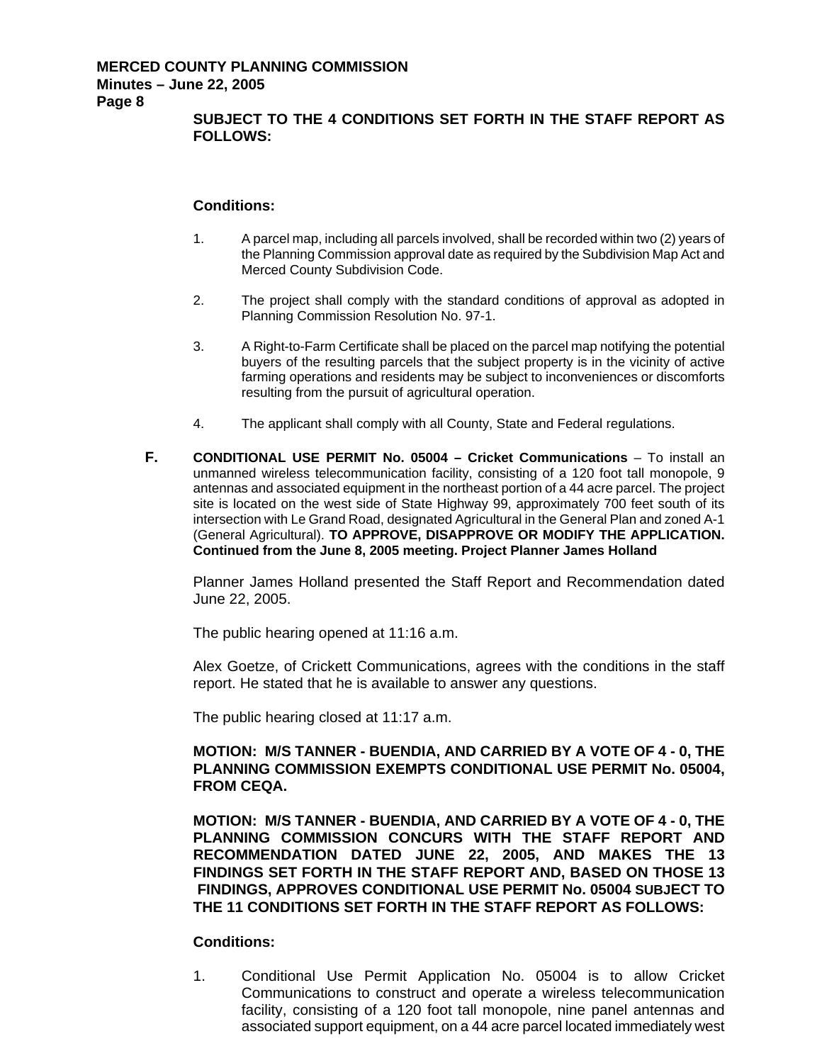**SUBJECT TO THE 4 CONDITIONS SET FORTH IN THE STAFF REPORT AS FOLLOWS:**

**Conditions:**

1. A parcel map, including all parcels involved, shall be recorded within two (2) years of the Planning Commission approval date as required by the Subdivision Map Act and Merced County Subdivision Code.

2. The project shall comply with the standard conditions of approval as adopted in Planning Commission Resolution No. 97-1.

3. A Right-to-Farm Certificate shall be placed on the parcel map notifying the potential buyers of the resulting parcels that the subject property is in the vicinity of active farming operations and residents may be subject to inconveniences or discomforts resulting from the pursuit of agricultural operation.

4. The applicant shall comply with all County, State and Federal regulations.

**F.** **CONDITIONAL USE PERMIT No. 05004 – Cricket Communications** – To install an unmanned wireless telecommunication facility, consisting of a 120 foot tall monopole, 9 antennas and associated equipment in the northeast portion of a 44 acre parcel. The project site is located on the west side of State Highway 99, approximately 700 feet south of its intersection with Le Grand Road, designated Agricultural in the General Plan and zoned A-1 (General Agricultural). **TO APPROVE, DISAPPROVE OR MODIFY THE APPLICATION. Continued from the June 8, 2005 meeting. Project Planner James Holland**

Planner James Holland presented the Staff Report and Recommendation dated June 22, 2005.

The public hearing opened at 11:16 a.m.

Alex Goetze, of Crickett Communications, agrees with the conditions in the staff report. He stated that he is available to answer any questions.

The public hearing closed at 11:17 a.m.

**MOTION: M/S TANNER - BUENDIA, AND CARRIED BY A VOTE OF 4 - 0, THE PLANNING COMMISSION EXEMPTS CONDITIONAL USE PERMIT No. 05004, FROM CEQA.**

**MOTION: M/S TANNER - BUENDIA, AND CARRIED BY A VOTE OF 4 - 0, THE PLANNING COMMISSION CONCURS WITH THE STAFF REPORT AND RECOMMENDATION DATED JUNE 22, 2005, AND MAKES THE 13 FINDINGS SET FORTH IN THE STAFF REPORT AND, BASED ON THOSE 13 FINDINGS, APPROVES CONDITIONAL USE PERMIT No. 05004 SUBJECT TO THE 11 CONDITIONS SET FORTH IN THE STAFF REPORT AS FOLLOWS:**

**Conditions:**

1. Conditional Use Permit Application No. 05004 is to allow Cricket Communications to construct and operate a wireless telecommunication facility, consisting of a 120 foot tall monopole, nine panel antennas and associated support equipment, on a 44 acre parcel located immediately west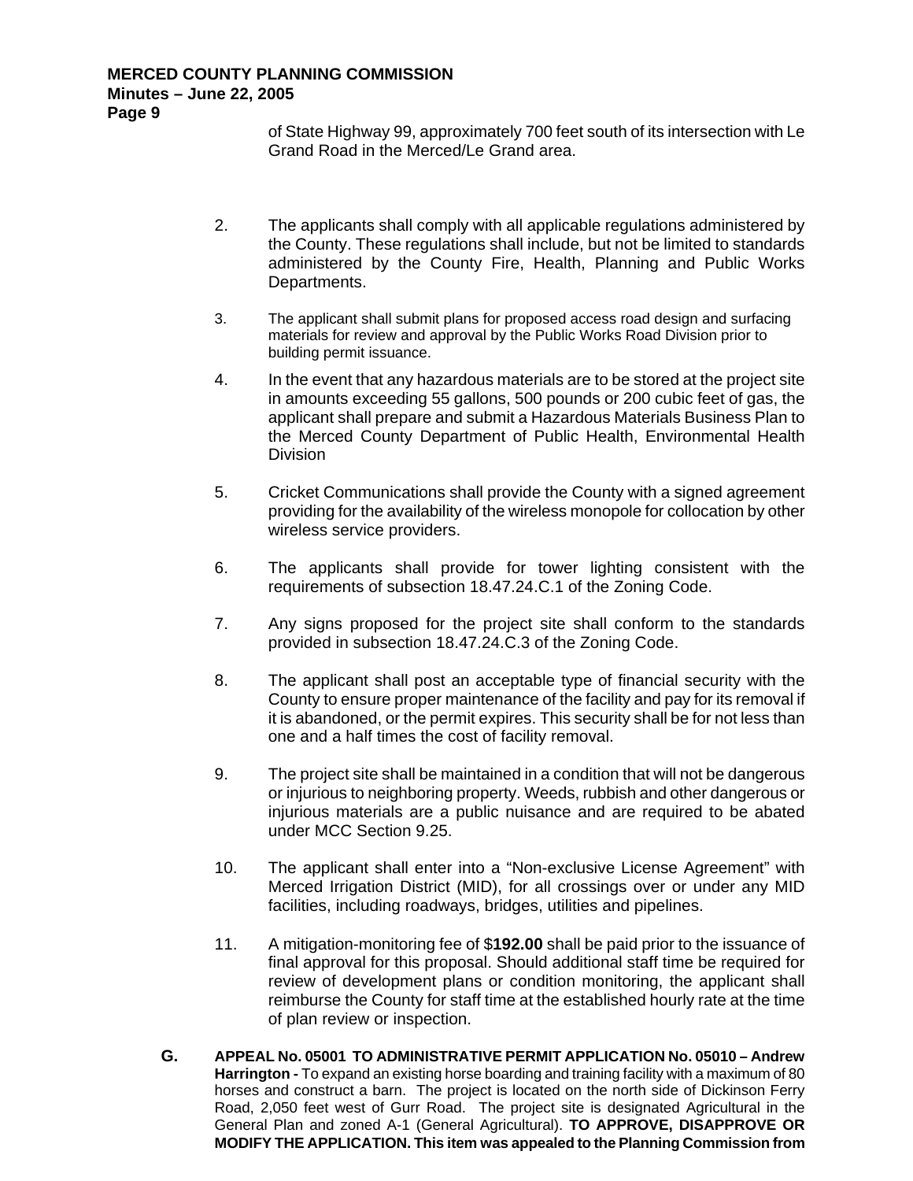of State Highway 99, approximately 700 feet south of its intersection with Le Grand Road in the Merced/Le Grand area.

2. The applicants shall comply with all applicable regulations administered by the County. These regulations shall include, but not be limited to standards administered by the County Fire, Health, Planning and Public Works Departments.

3. The applicant shall submit plans for proposed access road design and surfacing materials for review and approval by the Public Works Road Division prior to building permit issuance.

4. In the event that any hazardous materials are to be stored at the project site in amounts exceeding 55 gallons, 500 pounds or 200 cubic feet of gas, the applicant shall prepare and submit a Hazardous Materials Business Plan to the Merced County Department of Public Health, Environmental Health Division

5. Cricket Communications shall provide the County with a signed agreement providing for the availability of the wireless monopole for collocation by other wireless service providers.

6. The applicants shall provide for tower lighting consistent with the requirements of subsection 18.47.24.C.1 of the Zoning Code.

7. Any signs proposed for the project site shall conform to the standards provided in subsection 18.47.24.C.3 of the Zoning Code.

8. The applicant shall post an acceptable type of financial security with the County to ensure proper maintenance of the facility and pay for its removal if it is abandoned, or the permit expires. This security shall be for not less than one and a half times the cost of facility removal.

9. The project site shall be maintained in a condition that will not be dangerous or injurious to neighboring property. Weeds, rubbish and other dangerous or injurious materials are a public nuisance and are required to be abated under MCC Section 9.25.

10. The applicant shall enter into a "Non-exclusive License Agreement" with Merced Irrigation District (MID), for all crossings over or under any MID facilities, including roadways, bridges, utilities and pipelines.

11. A mitigation-monitoring fee of $**192.00** shall be paid prior to the issuance of final approval for this proposal. Should additional staff time be required for review of development plans or condition monitoring, the applicant shall reimburse the County for staff time at the established hourly rate at the time of plan review or inspection.

**G.** **APPEAL No. 05001 TO ADMINISTRATIVE PERMIT APPLICATION No. 05010 – Andrew Harrington -** To expand an existing horse boarding and training facility with a maximum of 80 horses and construct a barn. The project is located on the north side of Dickinson Ferry Road, 2,050 feet west of Gurr Road. The project site is designated Agricultural in the General Plan and zoned A-1 (General Agricultural). **TO APPROVE, DISAPPROVE OR MODIFY THE APPLICATION. This item was appealed to the Planning Commission from**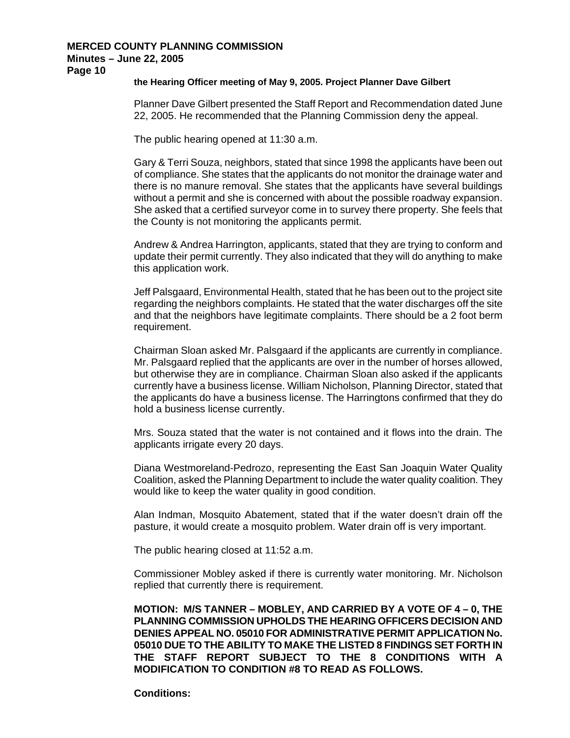**the Hearing Officer meeting of May 9, 2005. Project Planner Dave Gilbert**

Planner Dave Gilbert presented the Staff Report and Recommendation dated June 22, 2005. He recommended that the Planning Commission deny the appeal.

The public hearing opened at 11:30 a.m.

Gary & Terri Souza, neighbors, stated that since 1998 the applicants have been out of compliance. She states that the applicants do not monitor the drainage water and there is no manure removal. She states that the applicants have several buildings without a permit and she is concerned with about the possible roadway expansion. She asked that a certified surveyor come in to survey there property. She feels that the County is not monitoring the applicants permit.

Andrew & Andrea Harrington, applicants, stated that they are trying to conform and update their permit currently. They also indicated that they will do anything to make this application work.

Jeff Palsgaard, Environmental Health, stated that he has been out to the project site regarding the neighbors complaints. He stated that the water discharges off the site and that the neighbors have legitimate complaints. There should be a 2 foot berm requirement.

Chairman Sloan asked Mr. Palsgaard if the applicants are currently in compliance. Mr. Palsgaard replied that the applicants are over in the number of horses allowed, but otherwise they are in compliance. Chairman Sloan also asked if the applicants currently have a business license. William Nicholson, Planning Director, stated that the applicants do have a business license. The Harringtons confirmed that they do hold a business license currently.

Mrs. Souza stated that the water is not contained and it flows into the drain. The applicants irrigate every 20 days.

Diana Westmoreland-Pedrozo, representing the East San Joaquin Water Quality Coalition, asked the Planning Department to include the water quality coalition. They would like to keep the water quality in good condition.

Alan Indman, Mosquito Abatement, stated that if the water doesn't drain off the pasture, it would create a mosquito problem. Water drain off is very important.

The public hearing closed at 11:52 a.m.

Commissioner Mobley asked if there is currently water monitoring. Mr. Nicholson replied that currently there is requirement.

**MOTION: M/S TANNER – MOBLEY, AND CARRIED BY A VOTE OF 4 – 0, THE PLANNING COMMISSION UPHOLDS THE HEARING OFFICERS DECISION AND DENIES APPEAL NO. 05010 FOR ADMINISTRATIVE PERMIT APPLICATION No. 05010 DUE TO THE ABILITY TO MAKE THE LISTED 8 FINDINGS SET FORTH IN THE STAFF REPORT SUBJECT TO THE 8 CONDITIONS WITH A MODIFICATION TO CONDITION #8 TO READ AS FOLLOWS.**

**Conditions:**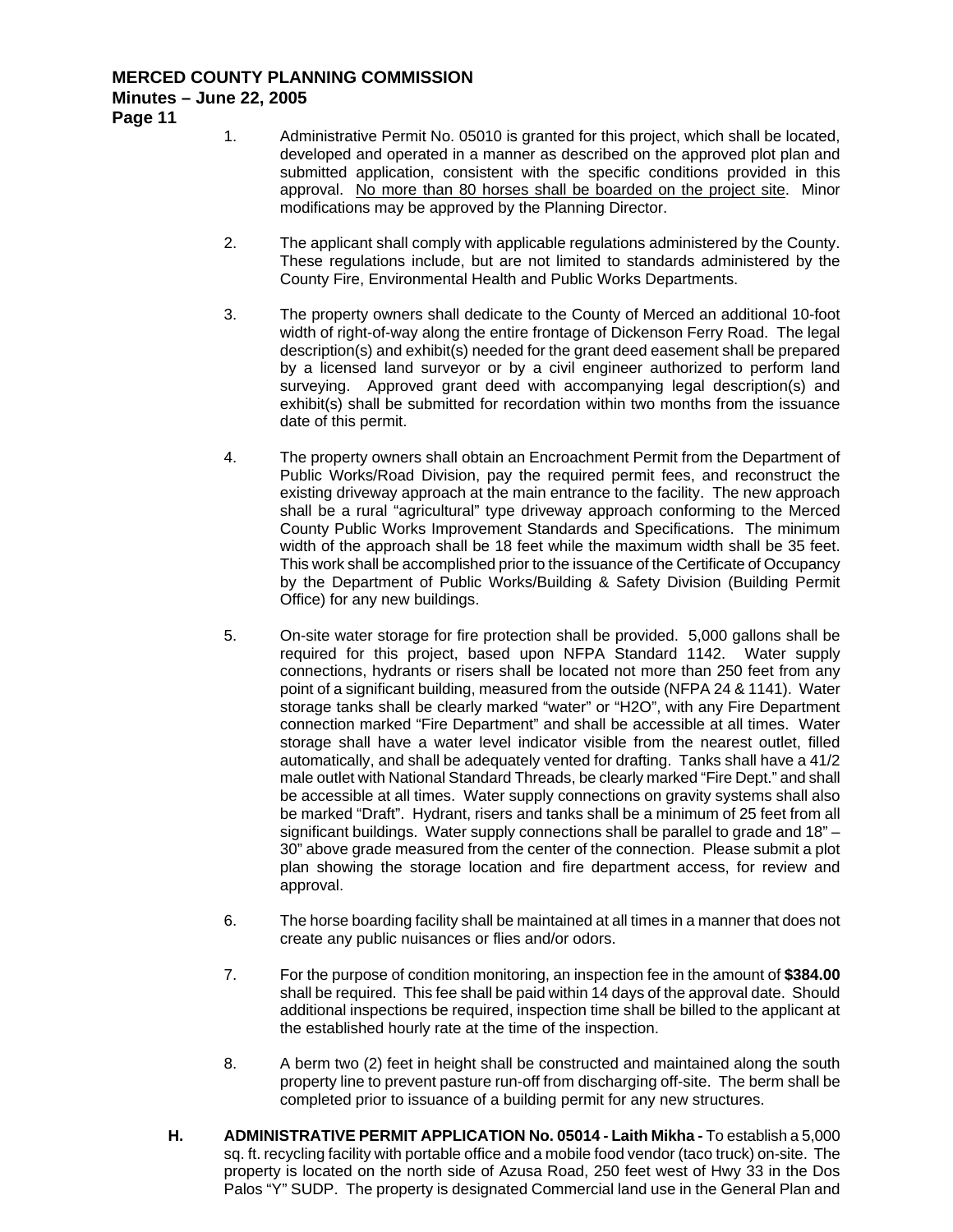1. Administrative Permit No. 05010 is granted for this project, which shall be located, developed and operated in a manner as described on the approved plot plan and submitted application, consistent with the specific conditions provided in this approval. <u>No more than 80 horses shall be boarded on the project site</u>. Minor modifications may be approved by the Planning Director.

2. The applicant shall comply with applicable regulations administered by the County. These regulations include, but are not limited to standards administered by the County Fire, Environmental Health and Public Works Departments.

3. The property owners shall dedicate to the County of Merced an additional 10-foot width of right-of-way along the entire frontage of Dickenson Ferry Road. The legal description(s) and exhibit(s) needed for the grant deed easement shall be prepared by a licensed land surveyor or by a civil engineer authorized to perform land surveying. Approved grant deed with accompanying legal description(s) and exhibit(s) shall be submitted for recordation within two months from the issuance date of this permit.

4. The property owners shall obtain an Encroachment Permit from the Department of Public Works/Road Division, pay the required permit fees, and reconstruct the existing driveway approach at the main entrance to the facility. The new approach shall be a rural "agricultural" type driveway approach conforming to the Merced County Public Works Improvement Standards and Specifications. The minimum width of the approach shall be 18 feet while the maximum width shall be 35 feet. This work shall be accomplished prior to the issuance of the Certificate of Occupancy by the Department of Public Works/Building & Safety Division (Building Permit Office) for any new buildings.

5. On-site water storage for fire protection shall be provided. 5,000 gallons shall be required for this project, based upon NFPA Standard 1142. Water supply connections, hydrants or risers shall be located not more than 250 feet from any point of a significant building, measured from the outside (NFPA 24 & 1141). Water storage tanks shall be clearly marked "water" or "H2O", with any Fire Department connection marked "Fire Department" and shall be accessible at all times. Water storage shall have a water level indicator visible from the nearest outlet, filled automatically, and shall be adequately vented for drafting. Tanks shall have a 41/2 male outlet with National Standard Threads, be clearly marked "Fire Dept." and shall be accessible at all times. Water supply connections on gravity systems shall also be marked "Draft". Hydrant, risers and tanks shall be a minimum of 25 feet from all significant buildings. Water supply connections shall be parallel to grade and 18" – 30" above grade measured from the center of the connection. Please submit a plot plan showing the storage location and fire department access, for review and approval.

6. The horse boarding facility shall be maintained at all times in a manner that does not create any public nuisances or flies and/or odors.

7. For the purpose of condition monitoring, an inspection fee in the amount of **$384.00** shall be required. This fee shall be paid within 14 days of the approval date. Should additional inspections be required, inspection time shall be billed to the applicant at the established hourly rate at the time of the inspection.

8. A berm two (2) feet in height shall be constructed and maintained along the south property line to prevent pasture run-off from discharging off-site. The berm shall be completed prior to issuance of a building permit for any new structures.

**H. ADMINISTRATIVE PERMIT APPLICATION No. 05014 - Laith Mikha -** To establish a 5,000 sq. ft. recycling facility with portable office and a mobile food vendor (taco truck) on-site. The property is located on the north side of Azusa Road, 250 feet west of Hwy 33 in the Dos Palos "Y" SUDP. The property is designated Commercial land use in the General Plan and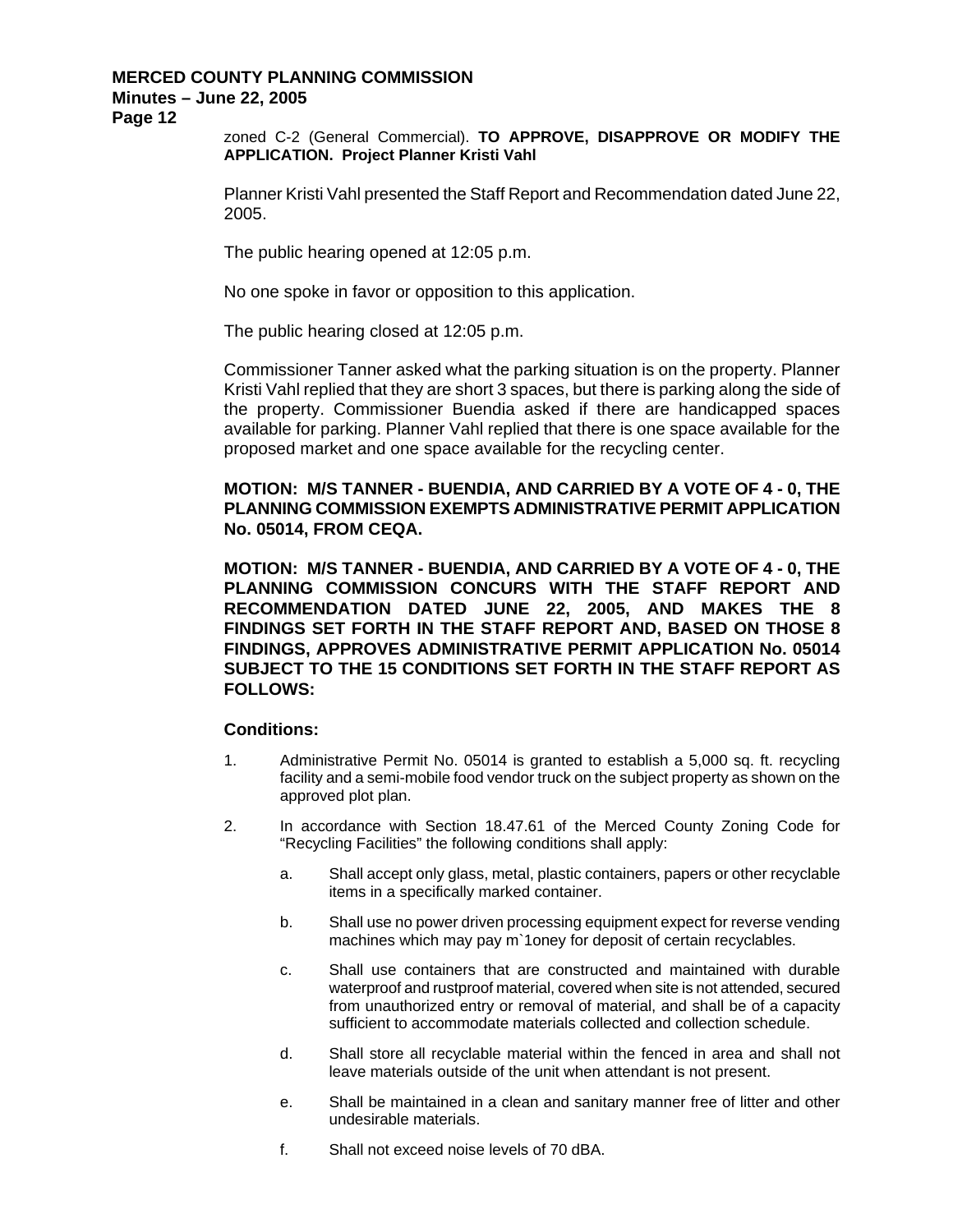zoned C-2 (General Commercial). **TO APPROVE, DISAPPROVE OR MODIFY THE APPLICATION. Project Planner Kristi Vahl**

Planner Kristi Vahl presented the Staff Report and Recommendation dated June 22, 2005.

The public hearing opened at 12:05 p.m.

No one spoke in favor or opposition to this application.

The public hearing closed at 12:05 p.m.

Commissioner Tanner asked what the parking situation is on the property. Planner Kristi Vahl replied that they are short 3 spaces, but there is parking along the side of the property. Commissioner Buendia asked if there are handicapped spaces available for parking. Planner Vahl replied that there is one space available for the proposed market and one space available for the recycling center.

**MOTION: M/S TANNER - BUENDIA, AND CARRIED BY A VOTE OF 4 - 0, THE PLANNING COMMISSION EXEMPTS ADMINISTRATIVE PERMIT APPLICATION No. 05014, FROM CEQA.**

**MOTION: M/S TANNER - BUENDIA, AND CARRIED BY A VOTE OF 4 - 0, THE PLANNING COMMISSION CONCURS WITH THE STAFF REPORT AND RECOMMENDATION DATED JUNE 22, 2005, AND MAKES THE 8 FINDINGS SET FORTH IN THE STAFF REPORT AND, BASED ON THOSE 8 FINDINGS, APPROVES ADMINISTRATIVE PERMIT APPLICATION No. 05014 SUBJECT TO THE 15 CONDITIONS SET FORTH IN THE STAFF REPORT AS FOLLOWS:**

**Conditions:**

1. Administrative Permit No. 05014 is granted to establish a 5,000 sq. ft. recycling facility and a semi-mobile food vendor truck on the subject property as shown on the approved plot plan.

2. In accordance with Section 18.47.61 of the Merced County Zoning Code for "Recycling Facilities" the following conditions shall apply:

   a. Shall accept only glass, metal, plastic containers, papers or other recyclable items in a specifically marked container.

   b. Shall use no power driven processing equipment expect for reverse vending machines which may pay m`1oney for deposit of certain recyclables.

   c. Shall use containers that are constructed and maintained with durable waterproof and rustproof material, covered when site is not attended, secured from unauthorized entry or removal of material, and shall be of a capacity sufficient to accommodate materials collected and collection schedule.

   d. Shall store all recyclable material within the fenced in area and shall not leave materials outside of the unit when attendant is not present.

   e. Shall be maintained in a clean and sanitary manner free of litter and other undesirable materials.

   f. Shall not exceed noise levels of 70 dBA.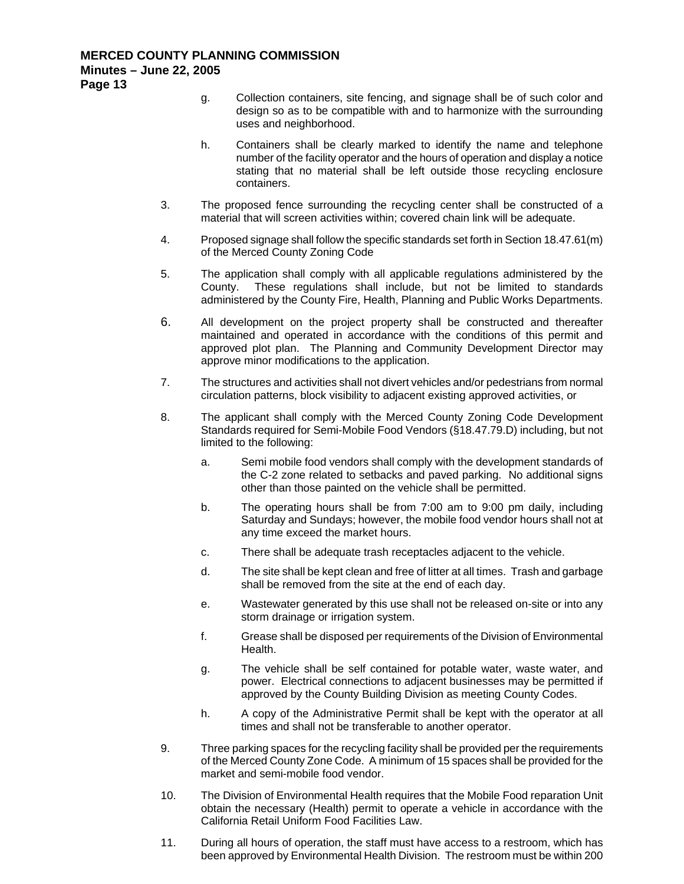g. Collection containers, site fencing, and signage shall be of such color and design so as to be compatible with and to harmonize with the surrounding uses and neighborhood.

h. Containers shall be clearly marked to identify the name and telephone number of the facility operator and the hours of operation and display a notice stating that no material shall be left outside those recycling enclosure containers.

3. The proposed fence surrounding the recycling center shall be constructed of a material that will screen activities within; covered chain link will be adequate.

4. Proposed signage shall follow the specific standards set forth in Section 18.47.61(m) of the Merced County Zoning Code

5. The application shall comply with all applicable regulations administered by the County. These regulations shall include, but not be limited to standards administered by the County Fire, Health, Planning and Public Works Departments.

6. All development on the project property shall be constructed and thereafter maintained and operated in accordance with the conditions of this permit and approved plot plan. The Planning and Community Development Director may approve minor modifications to the application.

7. The structures and activities shall not divert vehicles and/or pedestrians from normal circulation patterns, block visibility to adjacent existing approved activities, or

8. The applicant shall comply with the Merced County Zoning Code Development Standards required for Semi-Mobile Food Vendors (§18.47.79.D) including, but not limited to the following:

   a. Semi mobile food vendors shall comply with the development standards of the C-2 zone related to setbacks and paved parking. No additional signs other than those painted on the vehicle shall be permitted.

   b. The operating hours shall be from 7:00 am to 9:00 pm daily, including Saturday and Sundays; however, the mobile food vendor hours shall not at any time exceed the market hours.

   c. There shall be adequate trash receptacles adjacent to the vehicle.

   d. The site shall be kept clean and free of litter at all times. Trash and garbage shall be removed from the site at the end of each day.

   e. Wastewater generated by this use shall not be released on-site or into any storm drainage or irrigation system.

   f. Grease shall be disposed per requirements of the Division of Environmental Health.

   g. The vehicle shall be self contained for potable water, waste water, and power. Electrical connections to adjacent businesses may be permitted if approved by the County Building Division as meeting County Codes.

   h. A copy of the Administrative Permit shall be kept with the operator at all times and shall not be transferable to another operator.

9. Three parking spaces for the recycling facility shall be provided per the requirements of the Merced County Zone Code. A minimum of 15 spaces shall be provided for the market and semi-mobile food vendor.

10. The Division of Environmental Health requires that the Mobile Food reparation Unit obtain the necessary (Health) permit to operate a vehicle in accordance with the California Retail Uniform Food Facilities Law.

11. During all hours of operation, the staff must have access to a restroom, which has been approved by Environmental Health Division. The restroom must be within 200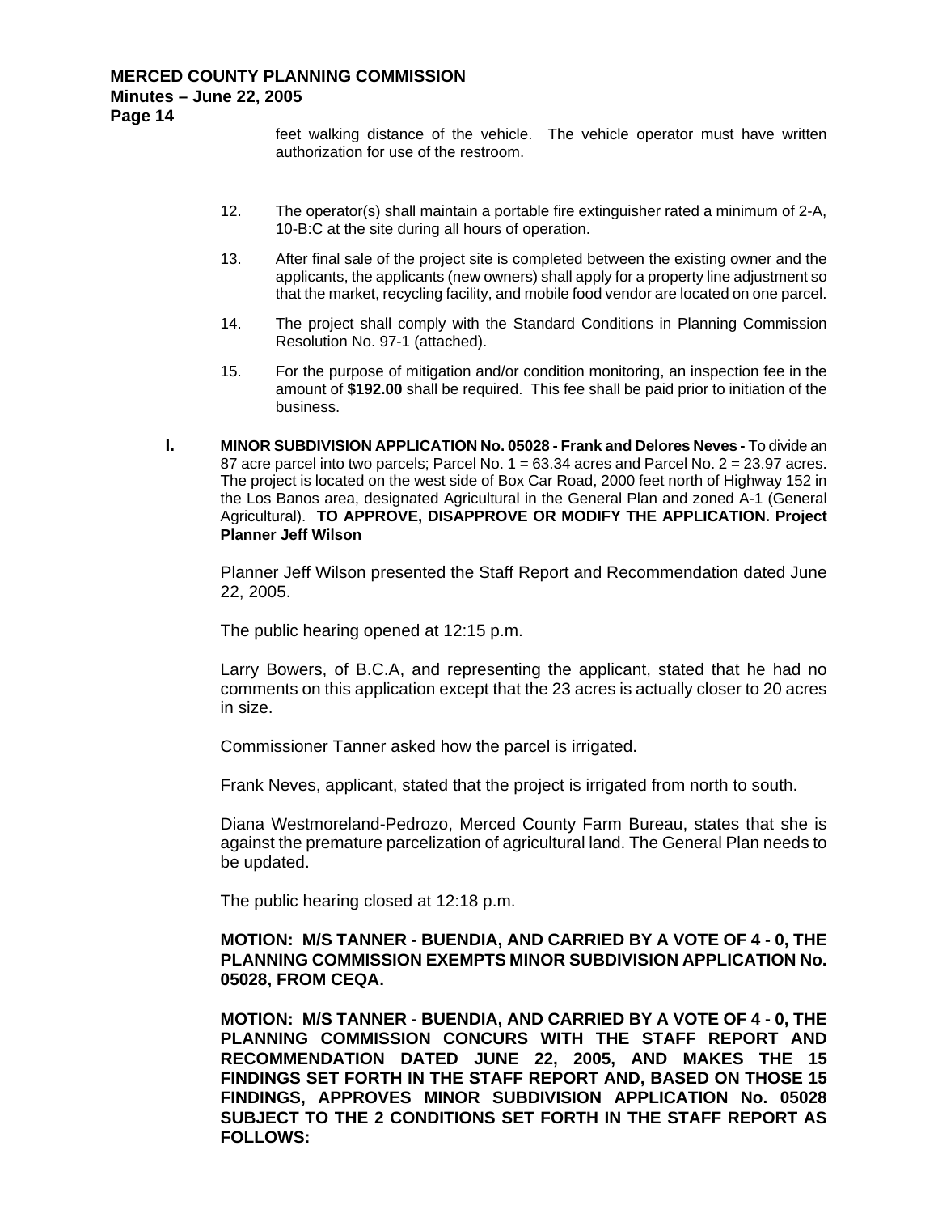feet walking distance of the vehicle. The vehicle operator must have written authorization for use of the restroom.

12. The operator(s) shall maintain a portable fire extinguisher rated a minimum of 2-A, 10-B:C at the site during all hours of operation.

13. After final sale of the project site is completed between the existing owner and the applicants, the applicants (new owners) shall apply for a property line adjustment so that the market, recycling facility, and mobile food vendor are located on one parcel.

14. The project shall comply with the Standard Conditions in Planning Commission Resolution No. 97-1 (attached).

15. For the purpose of mitigation and/or condition monitoring, an inspection fee in the amount of **$192.00** shall be required. This fee shall be paid prior to initiation of the business.

**I.** **MINOR SUBDIVISION APPLICATION No. 05028 - Frank and Delores Neves -** To divide an 87 acre parcel into two parcels; Parcel No. 1 = 63.34 acres and Parcel No. 2 = 23.97 acres. The project is located on the west side of Box Car Road, 2000 feet north of Highway 152 in the Los Banos area, designated Agricultural in the General Plan and zoned A-1 (General Agricultural). **TO APPROVE, DISAPPROVE OR MODIFY THE APPLICATION. Project Planner Jeff Wilson**

Planner Jeff Wilson presented the Staff Report and Recommendation dated June 22, 2005.

The public hearing opened at 12:15 p.m.

Larry Bowers, of B.C.A, and representing the applicant, stated that he had no comments on this application except that the 23 acres is actually closer to 20 acres in size.

Commissioner Tanner asked how the parcel is irrigated.

Frank Neves, applicant, stated that the project is irrigated from north to south.

Diana Westmoreland-Pedrozo, Merced County Farm Bureau, states that she is against the premature parcelization of agricultural land. The General Plan needs to be updated.

The public hearing closed at 12:18 p.m.

**MOTION: M/S TANNER - BUENDIA, AND CARRIED BY A VOTE OF 4 - 0, THE PLANNING COMMISSION EXEMPTS MINOR SUBDIVISION APPLICATION No. 05028, FROM CEQA.**

**MOTION: M/S TANNER - BUENDIA, AND CARRIED BY A VOTE OF 4 - 0, THE PLANNING COMMISSION CONCURS WITH THE STAFF REPORT AND RECOMMENDATION DATED JUNE 22, 2005, AND MAKES THE 15 FINDINGS SET FORTH IN THE STAFF REPORT AND, BASED ON THOSE 15 FINDINGS, APPROVES MINOR SUBDIVISION APPLICATION No. 05028 SUBJECT TO THE 2 CONDITIONS SET FORTH IN THE STAFF REPORT AS FOLLOWS:**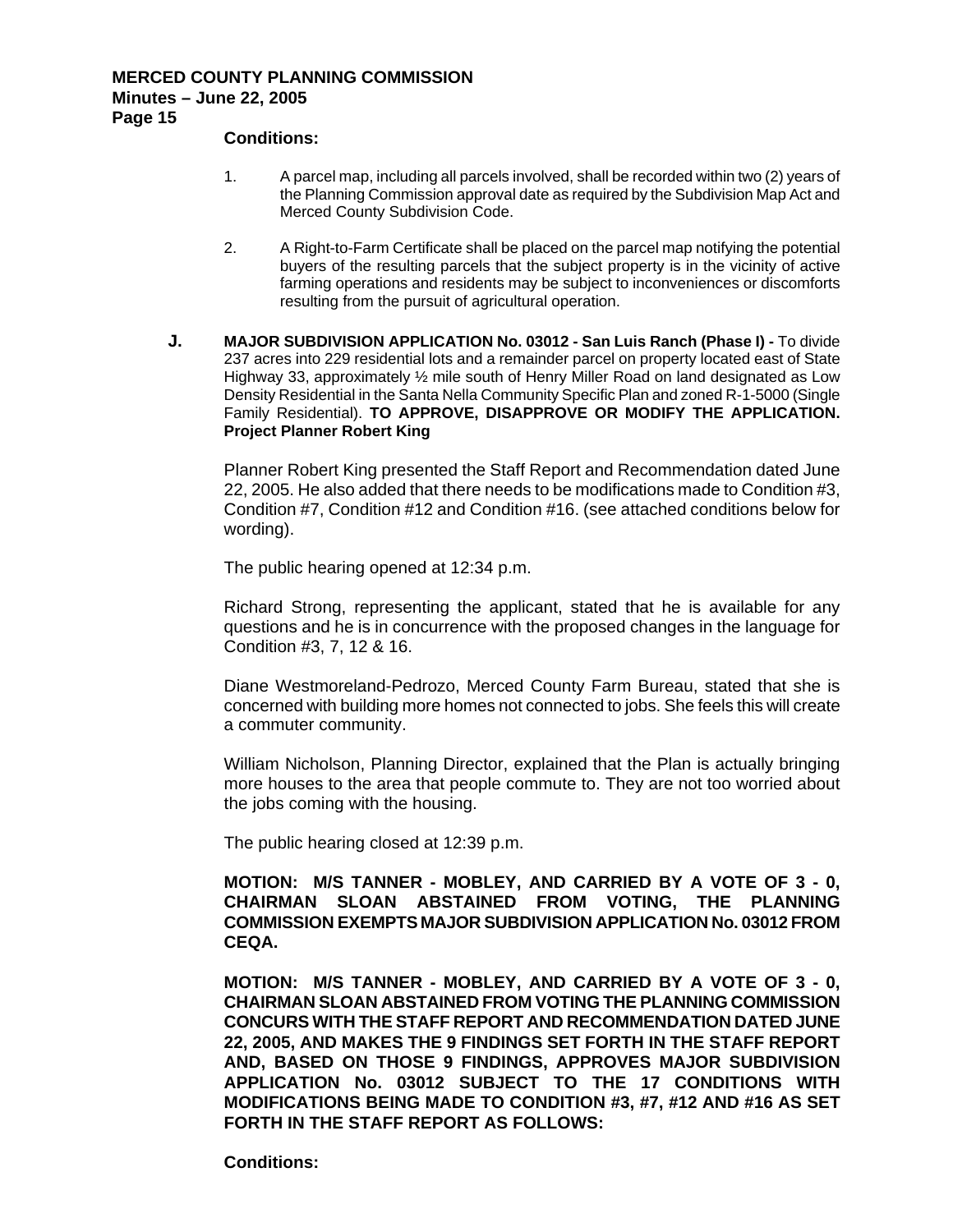**Conditions:**

1. A parcel map, including all parcels involved, shall be recorded within two (2) years of the Planning Commission approval date as required by the Subdivision Map Act and Merced County Subdivision Code.

2. A Right-to-Farm Certificate shall be placed on the parcel map notifying the potential buyers of the resulting parcels that the subject property is in the vicinity of active farming operations and residents may be subject to inconveniences or discomforts resulting from the pursuit of agricultural operation.

**J. MAJOR SUBDIVISION APPLICATION No. 03012 - San Luis Ranch (Phase I) -** To divide 237 acres into 229 residential lots and a remainder parcel on property located east of State Highway 33, approximately ½ mile south of Henry Miller Road on land designated as Low Density Residential in the Santa Nella Community Specific Plan and zoned R-1-5000 (Single Family Residential). **TO APPROVE, DISAPPROVE OR MODIFY THE APPLICATION. Project Planner Robert King**

Planner Robert King presented the Staff Report and Recommendation dated June 22, 2005. He also added that there needs to be modifications made to Condition #3, Condition #7, Condition #12 and Condition #16. (see attached conditions below for wording).

The public hearing opened at 12:34 p.m.

Richard Strong, representing the applicant, stated that he is available for any questions and he is in concurrence with the proposed changes in the language for Condition #3, 7, 12 & 16.

Diane Westmoreland-Pedrozo, Merced County Farm Bureau, stated that she is concerned with building more homes not connected to jobs. She feels this will create a commuter community.

William Nicholson, Planning Director, explained that the Plan is actually bringing more houses to the area that people commute to. They are not too worried about the jobs coming with the housing.

The public hearing closed at 12:39 p.m.

**MOTION: M/S TANNER - MOBLEY, AND CARRIED BY A VOTE OF 3 - 0, CHAIRMAN SLOAN ABSTAINED FROM VOTING, THE PLANNING COMMISSION EXEMPTS MAJOR SUBDIVISION APPLICATION No. 03012 FROM CEQA.**

**MOTION: M/S TANNER - MOBLEY, AND CARRIED BY A VOTE OF 3 - 0, CHAIRMAN SLOAN ABSTAINED FROM VOTING THE PLANNING COMMISSION CONCURS WITH THE STAFF REPORT AND RECOMMENDATION DATED JUNE 22, 2005, AND MAKES THE 9 FINDINGS SET FORTH IN THE STAFF REPORT AND, BASED ON THOSE 9 FINDINGS, APPROVES MAJOR SUBDIVISION APPLICATION No. 03012 SUBJECT TO THE 17 CONDITIONS WITH MODIFICATIONS BEING MADE TO CONDITION #3, #7, #12 AND #16 AS SET FORTH IN THE STAFF REPORT AS FOLLOWS:**

**Conditions:**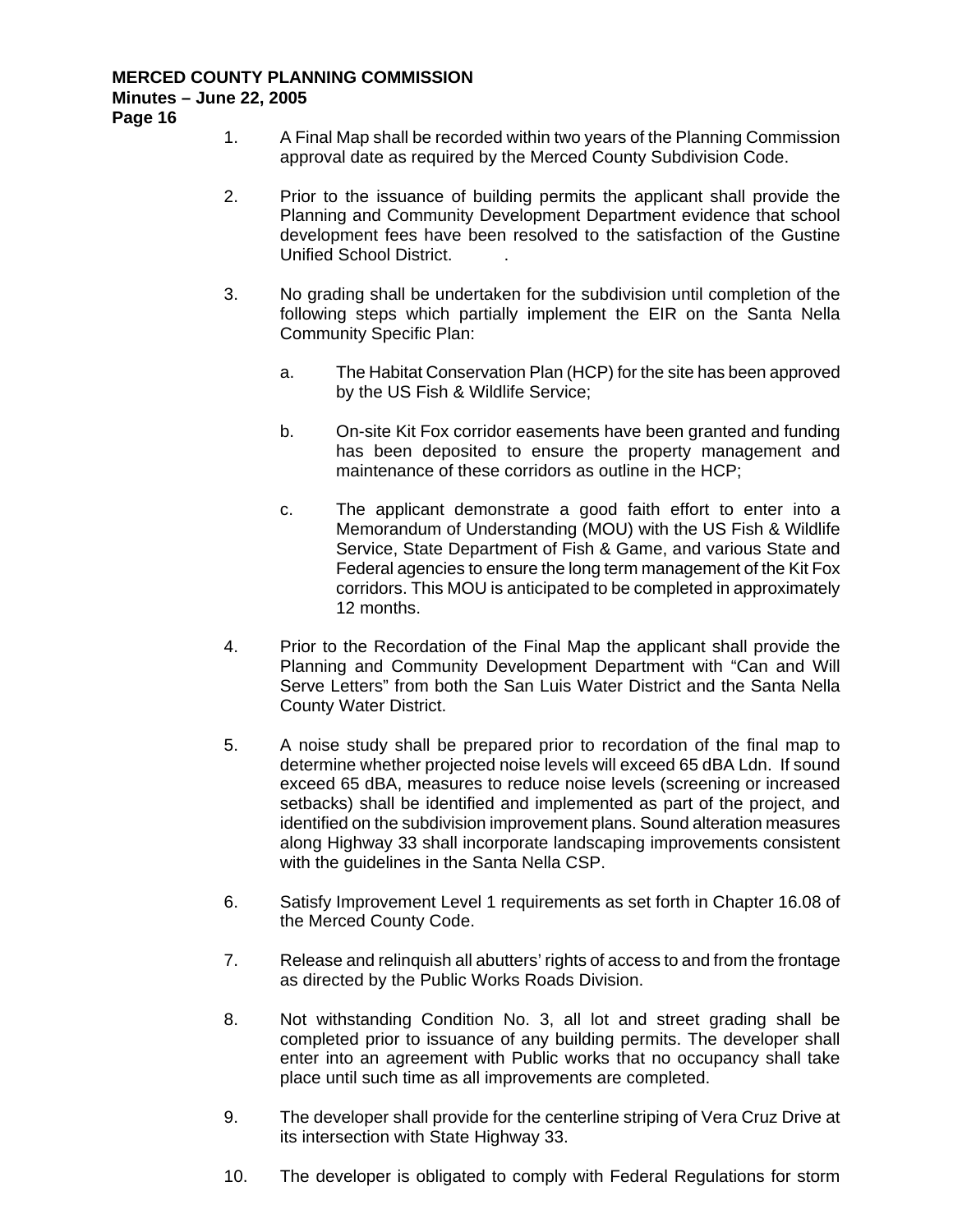1. A Final Map shall be recorded within two years of the Planning Commission approval date as required by the Merced County Subdivision Code.

2. Prior to the issuance of building permits the applicant shall provide the Planning and Community Development Department evidence that school development fees have been resolved to the satisfaction of the Gustine Unified School District. .

3. No grading shall be undertaken for the subdivision until completion of the following steps which partially implement the EIR on the Santa Nella Community Specific Plan:

   a. The Habitat Conservation Plan (HCP) for the site has been approved by the US Fish & Wildlife Service;

   b. On-site Kit Fox corridor easements have been granted and funding has been deposited to ensure the property management and maintenance of these corridors as outline in the HCP;

   c. The applicant demonstrate a good faith effort to enter into a Memorandum of Understanding (MOU) with the US Fish & Wildlife Service, State Department of Fish & Game, and various State and Federal agencies to ensure the long term management of the Kit Fox corridors. This MOU is anticipated to be completed in approximately 12 months.

4. Prior to the Recordation of the Final Map the applicant shall provide the Planning and Community Development Department with "Can and Will Serve Letters" from both the San Luis Water District and the Santa Nella County Water District.

5. A noise study shall be prepared prior to recordation of the final map to determine whether projected noise levels will exceed 65 dBA Ldn. If sound exceed 65 dBA, measures to reduce noise levels (screening or increased setbacks) shall be identified and implemented as part of the project, and identified on the subdivision improvement plans. Sound alteration measures along Highway 33 shall incorporate landscaping improvements consistent with the guidelines in the Santa Nella CSP.

6. Satisfy Improvement Level 1 requirements as set forth in Chapter 16.08 of the Merced County Code.

7. Release and relinquish all abutters' rights of access to and from the frontage as directed by the Public Works Roads Division.

8. Not withstanding Condition No. 3, all lot and street grading shall be completed prior to issuance of any building permits. The developer shall enter into an agreement with Public works that no occupancy shall take place until such time as all improvements are completed.

9. The developer shall provide for the centerline striping of Vera Cruz Drive at its intersection with State Highway 33.

10. The developer is obligated to comply with Federal Regulations for storm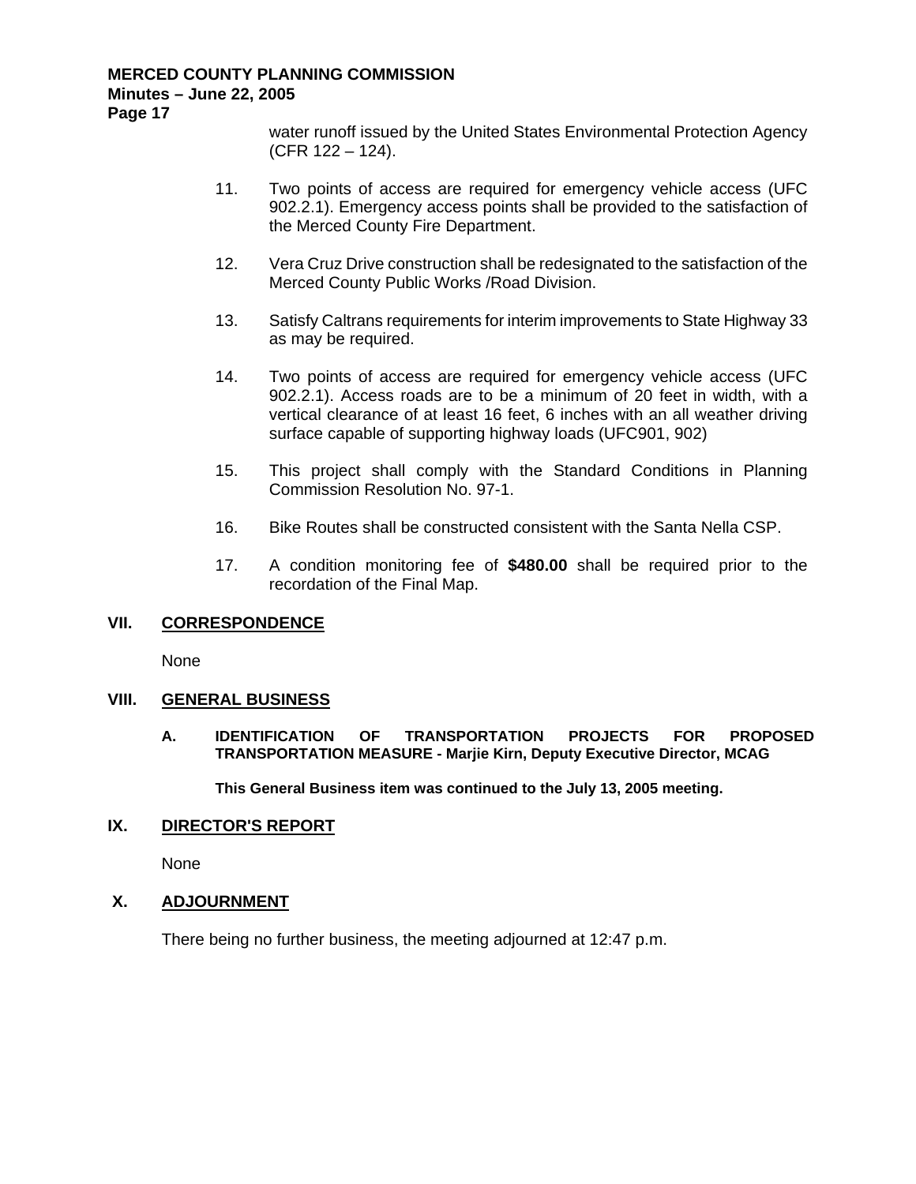water runoff issued by the United States Environmental Protection Agency (CFR 122 – 124).

11. Two points of access are required for emergency vehicle access (UFC 902.2.1). Emergency access points shall be provided to the satisfaction of the Merced County Fire Department.

12. Vera Cruz Drive construction shall be redesignated to the satisfaction of the Merced County Public Works /Road Division.

13. Satisfy Caltrans requirements for interim improvements to State Highway 33 as may be required.

14. Two points of access are required for emergency vehicle access (UFC 902.2.1). Access roads are to be a minimum of 20 feet in width, with a vertical clearance of at least 16 feet, 6 inches with an all weather driving surface capable of supporting highway loads (UFC901, 902)

15. This project shall comply with the Standard Conditions in Planning Commission Resolution No. 97-1.

16. Bike Routes shall be constructed consistent with the Santa Nella CSP.

17. A condition monitoring fee of **$480.00** shall be required prior to the recordation of the Final Map.

## VII. CORRESPONDENCE

None

## VIII. GENERAL BUSINESS

**A. IDENTIFICATION OF TRANSPORTATION PROJECTS FOR PROPOSED TRANSPORTATION MEASURE - Marjie Kirn, Deputy Executive Director, MCAG**

**This General Business item was continued to the July 13, 2005 meeting.**

## IX. DIRECTOR'S REPORT

None

## X. ADJOURNMENT

There being no further business, the meeting adjourned at 12:47 p.m.